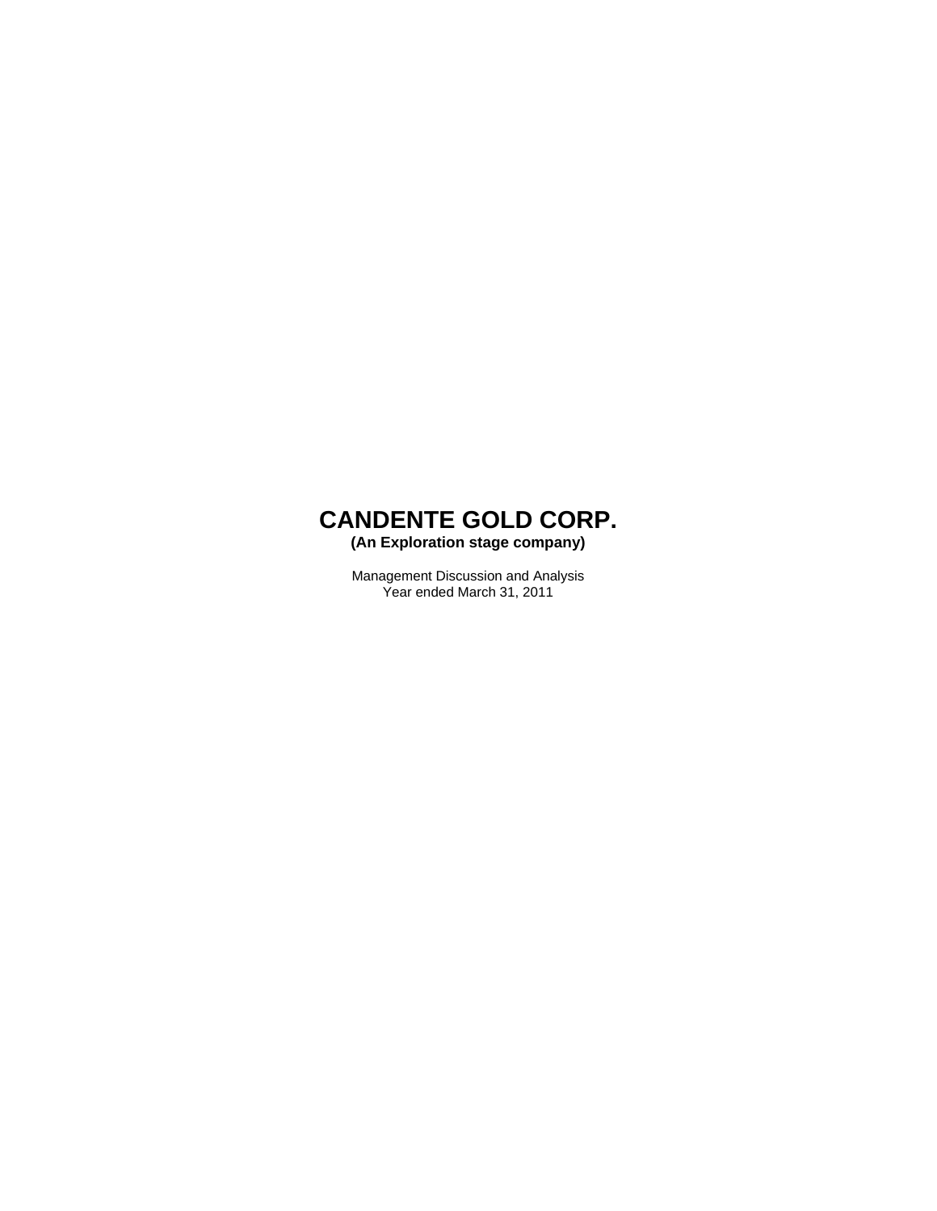# CANDENTE GOLD CORP.

**(An Exploration stage company)**

Management Discussion and Analysis
Year ended March 31, 2011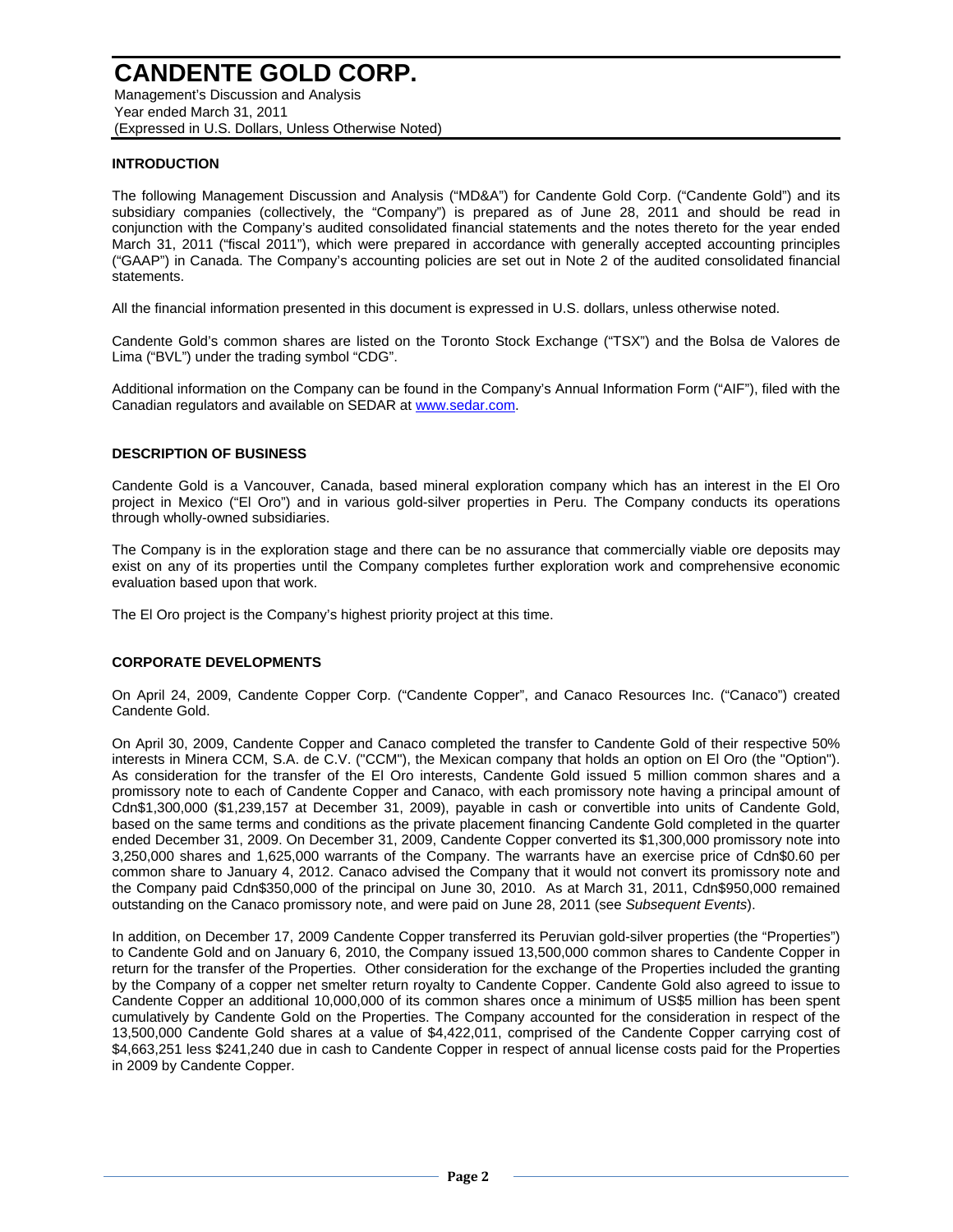# CANDENTE GOLD CORP.

Management's Discussion and Analysis
Year ended March 31, 2011
(Expressed in U.S. Dollars, Unless Otherwise Noted)

## INTRODUCTION

The following Management Discussion and Analysis ("MD&A") for Candente Gold Corp. ("Candente Gold") and its subsidiary companies (collectively, the "Company") is prepared as of June 28, 2011 and should be read in conjunction with the Company's audited consolidated financial statements and the notes thereto for the year ended March 31, 2011 ("fiscal 2011"), which were prepared in accordance with generally accepted accounting principles ("GAAP") in Canada. The Company's accounting policies are set out in Note 2 of the audited consolidated financial statements.

All the financial information presented in this document is expressed in U.S. dollars, unless otherwise noted.

Candente Gold's common shares are listed on the Toronto Stock Exchange ("TSX") and the Bolsa de Valores de Lima ("BVL") under the trading symbol "CDG".

Additional information on the Company can be found in the Company's Annual Information Form ("AIF"), filed with the Canadian regulators and available on SEDAR at www.sedar.com.

## DESCRIPTION OF BUSINESS

Candente Gold is a Vancouver, Canada, based mineral exploration company which has an interest in the El Oro project in Mexico ("El Oro") and in various gold-silver properties in Peru. The Company conducts its operations through wholly-owned subsidiaries.

The Company is in the exploration stage and there can be no assurance that commercially viable ore deposits may exist on any of its properties until the Company completes further exploration work and comprehensive economic evaluation based upon that work.

The El Oro project is the Company's highest priority project at this time.

## CORPORATE DEVELOPMENTS

On April 24, 2009, Candente Copper Corp. ("Candente Copper", and Canaco Resources Inc. ("Canaco") created Candente Gold.

On April 30, 2009, Candente Copper and Canaco completed the transfer to Candente Gold of their respective 50% interests in Minera CCM, S.A. de C.V. ("CCM"), the Mexican company that holds an option on El Oro (the "Option"). As consideration for the transfer of the El Oro interests, Candente Gold issued 5 million common shares and a promissory note to each of Candente Copper and Canaco, with each promissory note having a principal amount of Cdn$1,300,000 ($1,239,157 at December 31, 2009), payable in cash or convertible into units of Candente Gold, based on the same terms and conditions as the private placement financing Candente Gold completed in the quarter ended December 31, 2009. On December 31, 2009, Candente Copper converted its $1,300,000 promissory note into 3,250,000 shares and 1,625,000 warrants of the Company. The warrants have an exercise price of Cdn$0.60 per common share to January 4, 2012. Canaco advised the Company that it would not convert its promissory note and the Company paid Cdn$350,000 of the principal on June 30, 2010. As at March 31, 2011, Cdn$950,000 remained outstanding on the Canaco promissory note, and were paid on June 28, 2011 (see *Subsequent Events*).

In addition, on December 17, 2009 Candente Copper transferred its Peruvian gold-silver properties (the "Properties") to Candente Gold and on January 6, 2010, the Company issued 13,500,000 common shares to Candente Copper in return for the transfer of the Properties. Other consideration for the exchange of the Properties included the granting by the Company of a copper net smelter return royalty to Candente Copper. Candente Gold also agreed to issue to Candente Copper an additional 10,000,000 of its common shares once a minimum of US$5 million has been spent cumulatively by Candente Gold on the Properties. The Company accounted for the consideration in respect of the 13,500,000 Candente Gold shares at a value of $4,422,011, comprised of the Candente Copper carrying cost of $4,663,251 less $241,240 due in cash to Candente Copper in respect of annual license costs paid for the Properties in 2009 by Candente Copper.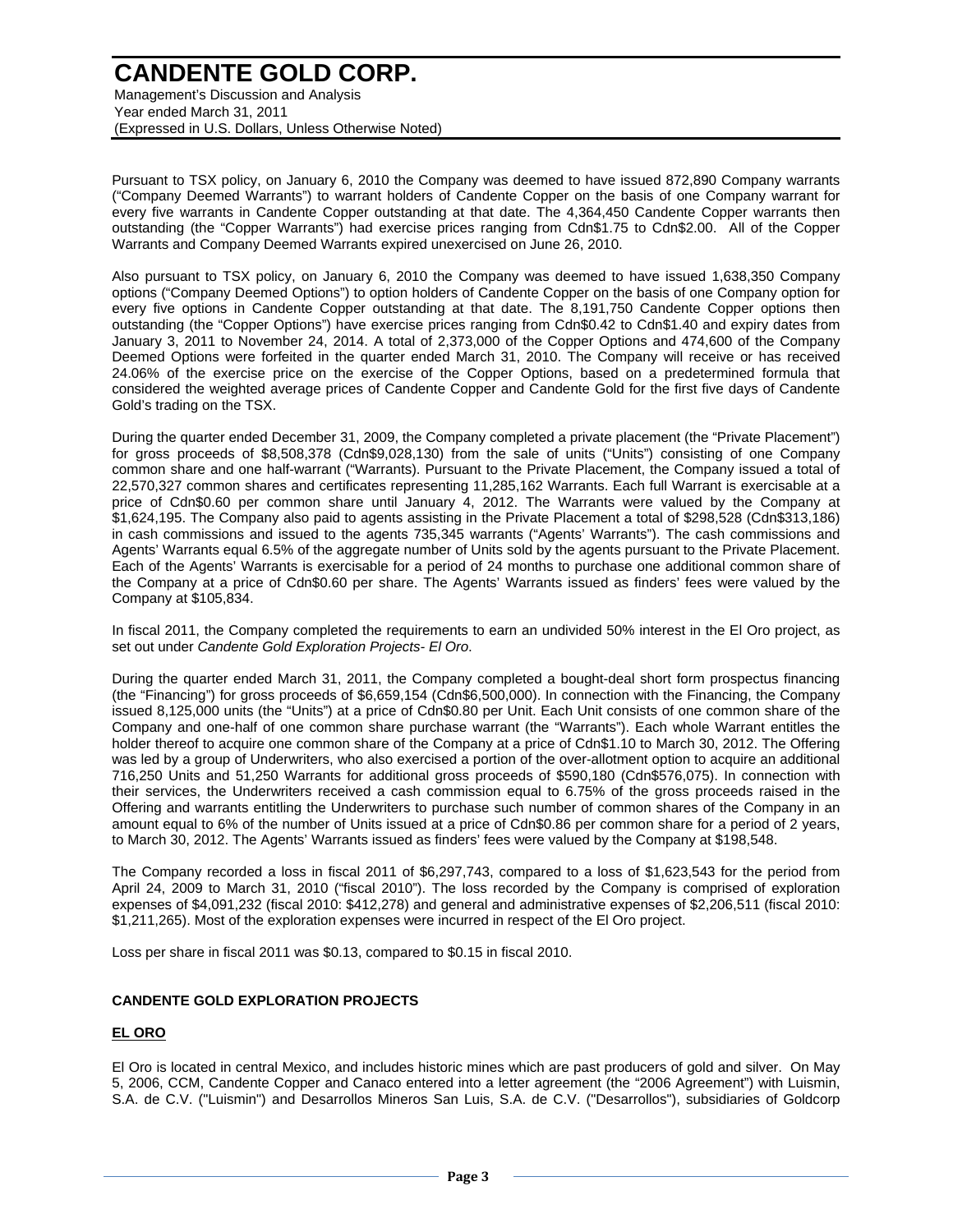Pursuant to TSX policy, on January 6, 2010 the Company was deemed to have issued 872,890 Company warrants ("Company Deemed Warrants") to warrant holders of Candente Copper on the basis of one Company warrant for every five warrants in Candente Copper outstanding at that date. The 4,364,450 Candente Copper warrants then outstanding (the "Copper Warrants") had exercise prices ranging from Cdn$1.75 to Cdn$2.00. All of the Copper Warrants and Company Deemed Warrants expired unexercised on June 26, 2010.

Also pursuant to TSX policy, on January 6, 2010 the Company was deemed to have issued 1,638,350 Company options ("Company Deemed Options") to option holders of Candente Copper on the basis of one Company option for every five options in Candente Copper outstanding at that date. The 8,191,750 Candente Copper options then outstanding (the "Copper Options") have exercise prices ranging from Cdn$0.42 to Cdn$1.40 and expiry dates from January 3, 2011 to November 24, 2014. A total of 2,373,000 of the Copper Options and 474,600 of the Company Deemed Options were forfeited in the quarter ended March 31, 2010. The Company will receive or has received 24.06% of the exercise price on the exercise of the Copper Options, based on a predetermined formula that considered the weighted average prices of Candente Copper and Candente Gold for the first five days of Candente Gold's trading on the TSX.

During the quarter ended December 31, 2009, the Company completed a private placement (the "Private Placement") for gross proceeds of $8,508,378 (Cdn$9,028,130) from the sale of units ("Units") consisting of one Company common share and one half-warrant ("Warrants). Pursuant to the Private Placement, the Company issued a total of 22,570,327 common shares and certificates representing 11,285,162 Warrants. Each full Warrant is exercisable at a price of Cdn$0.60 per common share until January 4, 2012. The Warrants were valued by the Company at $1,624,195. The Company also paid to agents assisting in the Private Placement a total of $298,528 (Cdn$313,186) in cash commissions and issued to the agents 735,345 warrants ("Agents' Warrants"). The cash commissions and Agents' Warrants equal 6.5% of the aggregate number of Units sold by the agents pursuant to the Private Placement. Each of the Agents' Warrants is exercisable for a period of 24 months to purchase one additional common share of the Company at a price of Cdn$0.60 per share. The Agents' Warrants issued as finders' fees were valued by the Company at $105,834.

In fiscal 2011, the Company completed the requirements to earn an undivided 50% interest in the El Oro project, as set out under *Candente Gold Exploration Projects- El Oro*.

During the quarter ended March 31, 2011, the Company completed a bought-deal short form prospectus financing (the "Financing") for gross proceeds of $6,659,154 (Cdn$6,500,000). In connection with the Financing, the Company issued 8,125,000 units (the "Units") at a price of Cdn$0.80 per Unit. Each Unit consists of one common share of the Company and one-half of one common share purchase warrant (the "Warrants"). Each whole Warrant entitles the holder thereof to acquire one common share of the Company at a price of Cdn$1.10 to March 30, 2012. The Offering was led by a group of Underwriters, who also exercised a portion of the over-allotment option to acquire an additional 716,250 Units and 51,250 Warrants for additional gross proceeds of $590,180 (Cdn$576,075). In connection with their services, the Underwriters received a cash commission equal to 6.75% of the gross proceeds raised in the Offering and warrants entitling the Underwriters to purchase such number of common shares of the Company in an amount equal to 6% of the number of Units issued at a price of Cdn$0.86 per common share for a period of 2 years, to March 30, 2012. The Agents' Warrants issued as finders' fees were valued by the Company at $198,548.

The Company recorded a loss in fiscal 2011 of $6,297,743, compared to a loss of $1,623,543 for the period from April 24, 2009 to March 31, 2010 ("fiscal 2010"). The loss recorded by the Company is comprised of exploration expenses of $4,091,232 (fiscal 2010: $412,278) and general and administrative expenses of $2,206,511 (fiscal 2010: $1,211,265). Most of the exploration expenses were incurred in respect of the El Oro project.

Loss per share in fiscal 2011 was $0.13, compared to $0.15 in fiscal 2010.

## CANDENTE GOLD EXPLORATION PROJECTS

### EL ORO

El Oro is located in central Mexico, and includes historic mines which are past producers of gold and silver. On May 5, 2006, CCM, Candente Copper and Canaco entered into a letter agreement (the "2006 Agreement") with Luismin, S.A. de C.V. ("Luismin") and Desarrollos Mineros San Luis, S.A. de C.V. ("Desarrollos"), subsidiaries of Goldcorp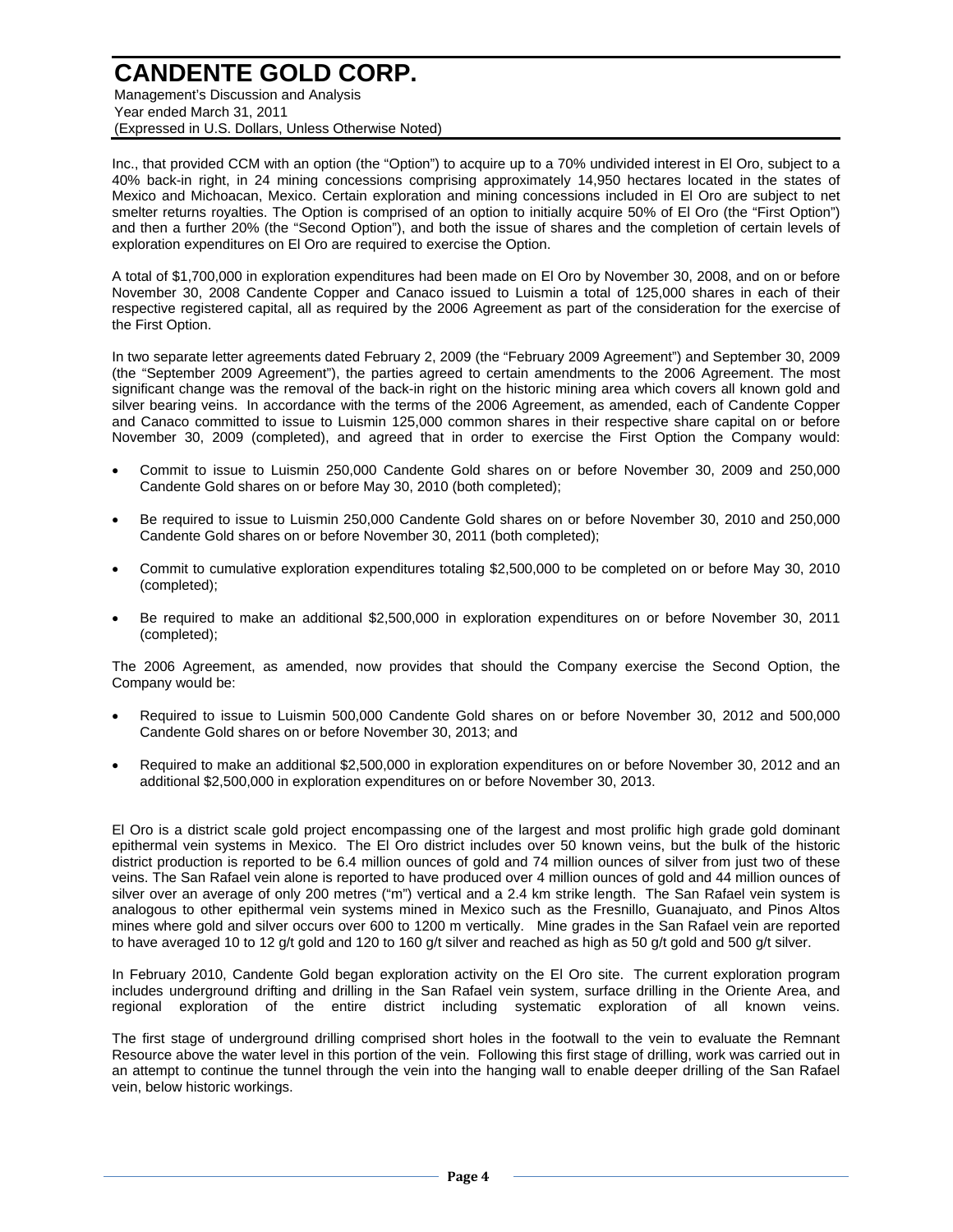Inc., that provided CCM with an option (the "Option") to acquire up to a 70% undivided interest in El Oro, subject to a 40% back-in right, in 24 mining concessions comprising approximately 14,950 hectares located in the states of Mexico and Michoacan, Mexico. Certain exploration and mining concessions included in El Oro are subject to net smelter returns royalties. The Option is comprised of an option to initially acquire 50% of El Oro (the "First Option") and then a further 20% (the "Second Option"), and both the issue of shares and the completion of certain levels of exploration expenditures on El Oro are required to exercise the Option.

A total of $1,700,000 in exploration expenditures had been made on El Oro by November 30, 2008, and on or before November 30, 2008 Candente Copper and Canaco issued to Luismin a total of 125,000 shares in each of their respective registered capital, all as required by the 2006 Agreement as part of the consideration for the exercise of the First Option.

In two separate letter agreements dated February 2, 2009 (the "February 2009 Agreement") and September 30, 2009 (the "September 2009 Agreement"), the parties agreed to certain amendments to the 2006 Agreement. The most significant change was the removal of the back-in right on the historic mining area which covers all known gold and silver bearing veins. In accordance with the terms of the 2006 Agreement, as amended, each of Candente Copper and Canaco committed to issue to Luismin 125,000 common shares in their respective share capital on or before November 30, 2009 (completed), and agreed that in order to exercise the First Option the Company would:

- Commit to issue to Luismin 250,000 Candente Gold shares on or before November 30, 2009 and 250,000 Candente Gold shares on or before May 30, 2010 (both completed);
- Be required to issue to Luismin 250,000 Candente Gold shares on or before November 30, 2010 and 250,000 Candente Gold shares on or before November 30, 2011 (both completed);
- Commit to cumulative exploration expenditures totaling $2,500,000 to be completed on or before May 30, 2010 (completed);
- Be required to make an additional $2,500,000 in exploration expenditures on or before November 30, 2011 (completed);

The 2006 Agreement, as amended, now provides that should the Company exercise the Second Option, the Company would be:

- Required to issue to Luismin 500,000 Candente Gold shares on or before November 30, 2012 and 500,000 Candente Gold shares on or before November 30, 2013; and
- Required to make an additional $2,500,000 in exploration expenditures on or before November 30, 2012 and an additional $2,500,000 in exploration expenditures on or before November 30, 2013.

El Oro is a district scale gold project encompassing one of the largest and most prolific high grade gold dominant epithermal vein systems in Mexico. The El Oro district includes over 50 known veins, but the bulk of the historic district production is reported to be 6.4 million ounces of gold and 74 million ounces of silver from just two of these veins. The San Rafael vein alone is reported to have produced over 4 million ounces of gold and 44 million ounces of silver over an average of only 200 metres ("m") vertical and a 2.4 km strike length. The San Rafael vein system is analogous to other epithermal vein systems mined in Mexico such as the Fresnillo, Guanajuato, and Pinos Altos mines where gold and silver occurs over 600 to 1200 m vertically. Mine grades in the San Rafael vein are reported to have averaged 10 to 12 g/t gold and 120 to 160 g/t silver and reached as high as 50 g/t gold and 500 g/t silver.

In February 2010, Candente Gold began exploration activity on the El Oro site. The current exploration program includes underground drifting and drilling in the San Rafael vein system, surface drilling in the Oriente Area, and regional exploration of the entire district including systematic exploration of all known veins.

The first stage of underground drilling comprised short holes in the footwall to the vein to evaluate the Remnant Resource above the water level in this portion of the vein. Following this first stage of drilling, work was carried out in an attempt to continue the tunnel through the vein into the hanging wall to enable deeper drilling of the San Rafael vein, below historic workings.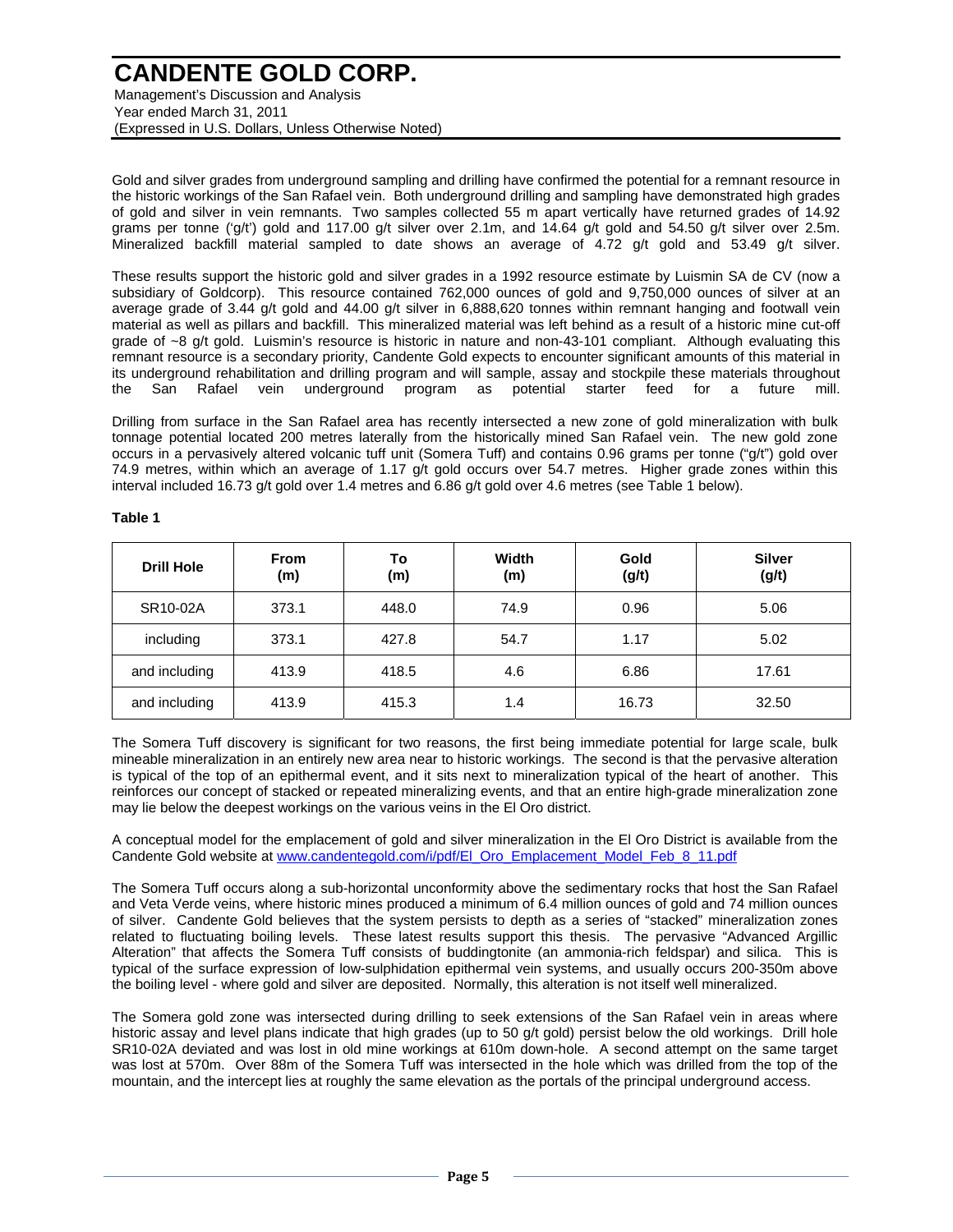Gold and silver grades from underground sampling and drilling have confirmed the potential for a remnant resource in the historic workings of the San Rafael vein. Both underground drilling and sampling have demonstrated high grades of gold and silver in vein remnants. Two samples collected 55 m apart vertically have returned grades of 14.92 grams per tonne ('g/t') gold and 117.00 g/t silver over 2.1m, and 14.64 g/t gold and 54.50 g/t silver over 2.5m. Mineralized backfill material sampled to date shows an average of 4.72 g/t gold and 53.49 g/t silver.

These results support the historic gold and silver grades in a 1992 resource estimate by Luismin SA de CV (now a subsidiary of Goldcorp). This resource contained 762,000 ounces of gold and 9,750,000 ounces of silver at an average grade of 3.44 g/t gold and 44.00 g/t silver in 6,888,620 tonnes within remnant hanging and footwall vein material as well as pillars and backfill. This mineralized material was left behind as a result of a historic mine cut-off grade of ~8 g/t gold. Luismin's resource is historic in nature and non-43-101 compliant. Although evaluating this remnant resource is a secondary priority, Candente Gold expects to encounter significant amounts of this material in its underground rehabilitation and drilling program and will sample, assay and stockpile these materials throughout the San Rafael vein underground program as potential starter feed for a future mill.

Drilling from surface in the San Rafael area has recently intersected a new zone of gold mineralization with bulk tonnage potential located 200 metres laterally from the historically mined San Rafael vein. The new gold zone occurs in a pervasively altered volcanic tuff unit (Somera Tuff) and contains 0.96 grams per tonne ("g/t") gold over 74.9 metres, within which an average of 1.17 g/t gold occurs over 54.7 metres. Higher grade zones within this interval included 16.73 g/t gold over 1.4 metres and 6.86 g/t gold over 4.6 metres (see Table 1 below).

**Table 1**

| Drill Hole | From (m) | To (m) | Width (m) | Gold (g/t) | Silver (g/t) |
|---|---|---|---|---|---|
| SR10-02A | 373.1 | 448.0 | 74.9 | 0.96 | 5.06 |
| including | 373.1 | 427.8 | 54.7 | 1.17 | 5.02 |
| and including | 413.9 | 418.5 | 4.6 | 6.86 | 17.61 |
| and including | 413.9 | 415.3 | 1.4 | 16.73 | 32.50 |

The Somera Tuff discovery is significant for two reasons, the first being immediate potential for large scale, bulk mineable mineralization in an entirely new area near to historic workings. The second is that the pervasive alteration is typical of the top of an epithermal event, and it sits next to mineralization typical of the heart of another. This reinforces our concept of stacked or repeated mineralizing events, and that an entire high-grade mineralization zone may lie below the deepest workings on the various veins in the El Oro district.

A conceptual model for the emplacement of gold and silver mineralization in the El Oro District is available from the Candente Gold website at [www.candentegold.com/i/pdf/El_Oro_Emplacement_Model_Feb_8_11.pdf](www.candentegold.com/i/pdf/El_Oro_Emplacement_Model_Feb_8_11.pdf)

The Somera Tuff occurs along a sub-horizontal unconformity above the sedimentary rocks that host the San Rafael and Veta Verde veins, where historic mines produced a minimum of 6.4 million ounces of gold and 74 million ounces of silver. Candente Gold believes that the system persists to depth as a series of "stacked" mineralization zones related to fluctuating boiling levels. These latest results support this thesis. The pervasive "Advanced Argillic Alteration" that affects the Somera Tuff consists of buddingtonite (an ammonia-rich feldspar) and silica. This is typical of the surface expression of low-sulphidation epithermal vein systems, and usually occurs 200-350m above the boiling level - where gold and silver are deposited. Normally, this alteration is not itself well mineralized.

The Somera gold zone was intersected during drilling to seek extensions of the San Rafael vein in areas where historic assay and level plans indicate that high grades (up to 50 g/t gold) persist below the old workings. Drill hole SR10-02A deviated and was lost in old mine workings at 610m down-hole. A second attempt on the same target was lost at 570m. Over 88m of the Somera Tuff was intersected in the hole which was drilled from the top of the mountain, and the intercept lies at roughly the same elevation as the portals of the principal underground access.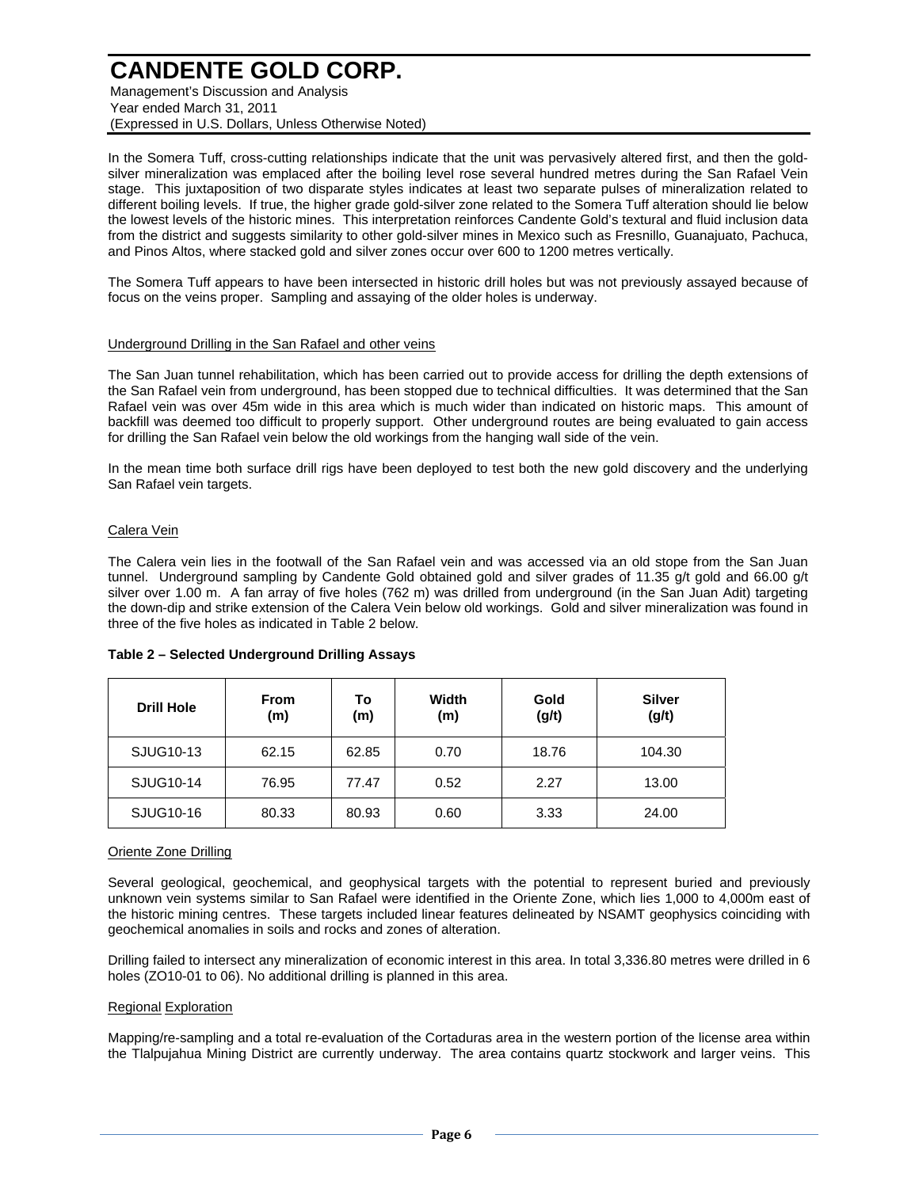In the Somera Tuff, cross-cutting relationships indicate that the unit was pervasively altered first, and then the gold-silver mineralization was emplaced after the boiling level rose several hundred metres during the San Rafael Vein stage. This juxtaposition of two disparate styles indicates at least two separate pulses of mineralization related to different boiling levels. If true, the higher grade gold-silver zone related to the Somera Tuff alteration should lie below the lowest levels of the historic mines. This interpretation reinforces Candente Gold's textural and fluid inclusion data from the district and suggests similarity to other gold-silver mines in Mexico such as Fresnillo, Guanajuato, Pachuca, and Pinos Altos, where stacked gold and silver zones occur over 600 to 1200 metres vertically.

The Somera Tuff appears to have been intersected in historic drill holes but was not previously assayed because of focus on the veins proper. Sampling and assaying of the older holes is underway.

## Underground Drilling in the San Rafael and other veins

The San Juan tunnel rehabilitation, which has been carried out to provide access for drilling the depth extensions of the San Rafael vein from underground, has been stopped due to technical difficulties. It was determined that the San Rafael vein was over 45m wide in this area which is much wider than indicated on historic maps. This amount of backfill was deemed too difficult to properly support. Other underground routes are being evaluated to gain access for drilling the San Rafael vein below the old workings from the hanging wall side of the vein.

In the mean time both surface drill rigs have been deployed to test both the new gold discovery and the underlying San Rafael vein targets.

## Calera Vein

The Calera vein lies in the footwall of the San Rafael vein and was accessed via an old stope from the San Juan tunnel. Underground sampling by Candente Gold obtained gold and silver grades of 11.35 g/t gold and 66.00 g/t silver over 1.00 m. A fan array of five holes (762 m) was drilled from underground (in the San Juan Adit) targeting the down-dip and strike extension of the Calera Vein below old workings. Gold and silver mineralization was found in three of the five holes as indicated in Table 2 below.

**Table 2 – Selected Underground Drilling Assays**

| Drill Hole | From (m) | To (m) | Width (m) | Gold (g/t) | Silver (g/t) |
|---|---|---|---|---|---|
| SJUG10-13 | 62.15 | 62.85 | 0.70 | 18.76 | 104.30 |
| SJUG10-14 | 76.95 | 77.47 | 0.52 | 2.27 | 13.00 |
| SJUG10-16 | 80.33 | 80.93 | 0.60 | 3.33 | 24.00 |

## Oriente Zone Drilling

Several geological, geochemical, and geophysical targets with the potential to represent buried and previously unknown vein systems similar to San Rafael were identified in the Oriente Zone, which lies 1,000 to 4,000m east of the historic mining centres. These targets included linear features delineated by NSAMT geophysics coinciding with geochemical anomalies in soils and rocks and zones of alteration.

Drilling failed to intersect any mineralization of economic interest in this area. In total 3,336.80 metres were drilled in 6 holes (ZO10-01 to 06). No additional drilling is planned in this area.

## Regional Exploration

Mapping/re-sampling and a total re-evaluation of the Cortaduras area in the western portion of the license area within the Tlalpujahua Mining District are currently underway. The area contains quartz stockwork and larger veins. This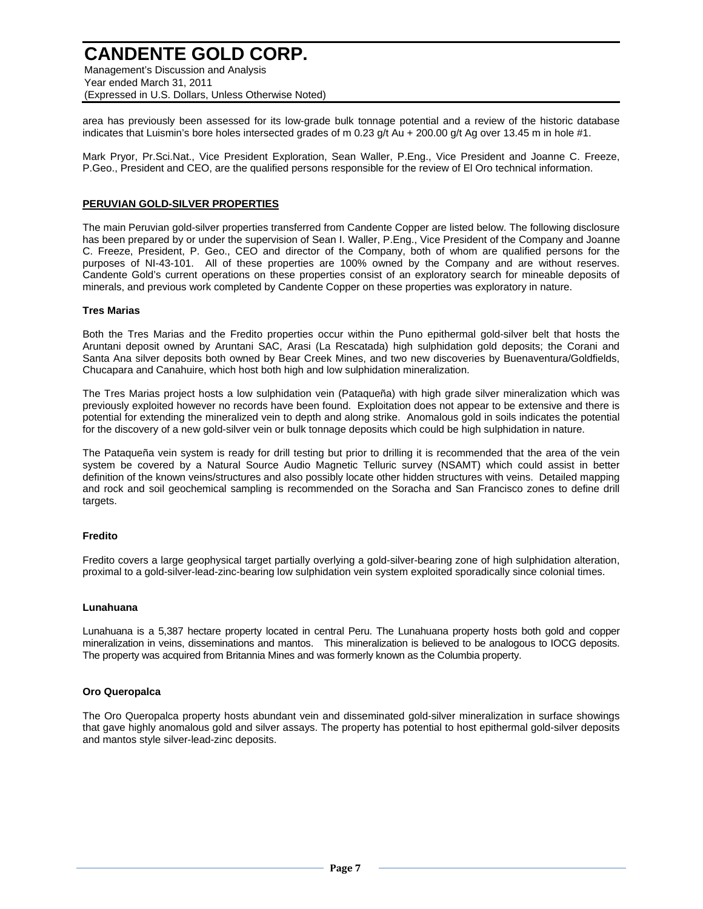area has previously been assessed for its low-grade bulk tonnage potential and a review of the historic database indicates that Luismin's bore holes intersected grades of m 0.23 g/t Au + 200.00 g/t Ag over 13.45 m in hole #1.

Mark Pryor, Pr.Sci.Nat., Vice President Exploration, Sean Waller, P.Eng., Vice President and Joanne C. Freeze, P.Geo., President and CEO, are the qualified persons responsible for the review of El Oro technical information.

## PERUVIAN GOLD-SILVER PROPERTIES

The main Peruvian gold-silver properties transferred from Candente Copper are listed below. The following disclosure has been prepared by or under the supervision of Sean I. Waller, P.Eng., Vice President of the Company and Joanne C. Freeze, President, P. Geo., CEO and director of the Company, both of whom are qualified persons for the purposes of NI-43-101. All of these properties are 100% owned by the Company and are without reserves. Candente Gold's current operations on these properties consist of an exploratory search for mineable deposits of minerals, and previous work completed by Candente Copper on these properties was exploratory in nature.

### Tres Marias

Both the Tres Marias and the Fredito properties occur within the Puno epithermal gold-silver belt that hosts the Aruntani deposit owned by Aruntani SAC, Arasi (La Rescatada) high sulphidation gold deposits; the Corani and Santa Ana silver deposits both owned by Bear Creek Mines, and two new discoveries by Buenaventura/Goldfields, Chucapara and Canahuire, which host both high and low sulphidation mineralization.

The Tres Marias project hosts a low sulphidation vein (Pataqueña) with high grade silver mineralization which was previously exploited however no records have been found. Exploitation does not appear to be extensive and there is potential for extending the mineralized vein to depth and along strike. Anomalous gold in soils indicates the potential for the discovery of a new gold-silver vein or bulk tonnage deposits which could be high sulphidation in nature.

The Pataqueña vein system is ready for drill testing but prior to drilling it is recommended that the area of the vein system be covered by a Natural Source Audio Magnetic Telluric survey (NSAMT) which could assist in better definition of the known veins/structures and also possibly locate other hidden structures with veins. Detailed mapping and rock and soil geochemical sampling is recommended on the Soracha and San Francisco zones to define drill targets.

### Fredito

Fredito covers a large geophysical target partially overlying a gold-silver-bearing zone of high sulphidation alteration, proximal to a gold-silver-lead-zinc-bearing low sulphidation vein system exploited sporadically since colonial times.

### Lunahuana

Lunahuana is a 5,387 hectare property located in central Peru. The Lunahuana property hosts both gold and copper mineralization in veins, disseminations and mantos. This mineralization is believed to be analogous to IOCG deposits. The property was acquired from Britannia Mines and was formerly known as the Columbia property.

### Oro Queropalca

The Oro Queropalca property hosts abundant vein and disseminated gold-silver mineralization in surface showings that gave highly anomalous gold and silver assays. The property has potential to host epithermal gold-silver deposits and mantos style silver-lead-zinc deposits.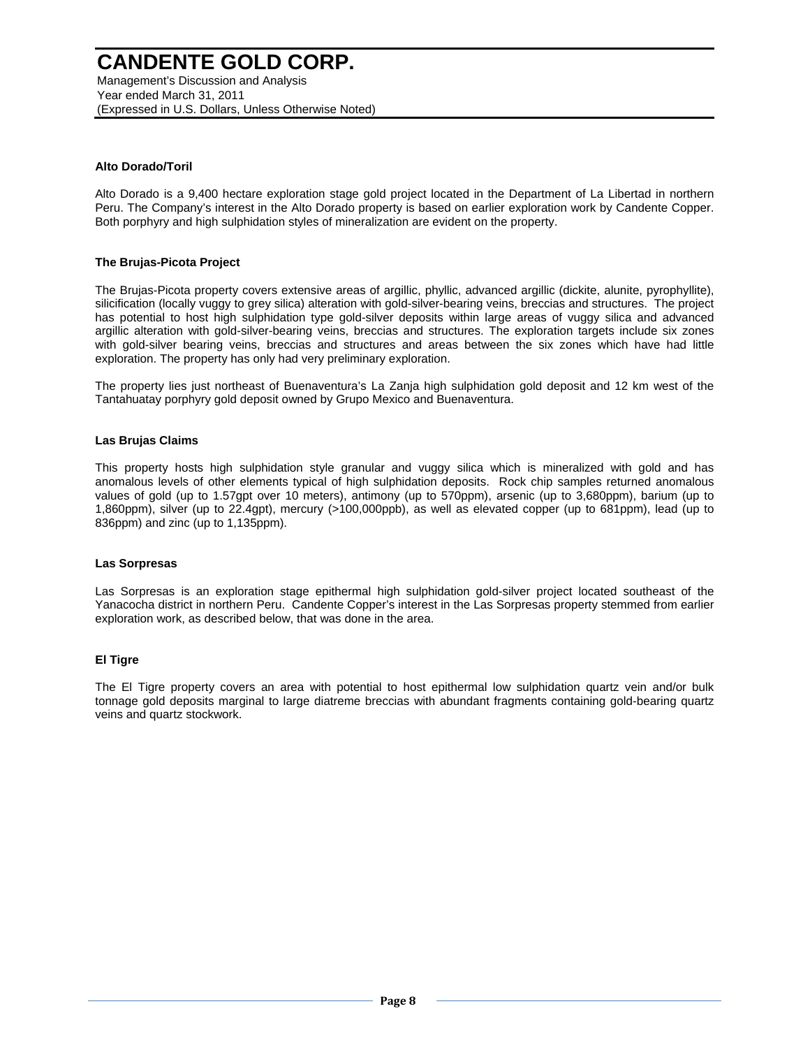### Alto Dorado/Toril

Alto Dorado is a 9,400 hectare exploration stage gold project located in the Department of La Libertad in northern Peru. The Company's interest in the Alto Dorado property is based on earlier exploration work by Candente Copper. Both porphyry and high sulphidation styles of mineralization are evident on the property.

### The Brujas-Picota Project

The Brujas-Picota property covers extensive areas of argillic, phyllic, advanced argillic (dickite, alunite, pyrophyllite), silicification (locally vuggy to grey silica) alteration with gold-silver-bearing veins, breccias and structures. The project has potential to host high sulphidation type gold-silver deposits within large areas of vuggy silica and advanced argillic alteration with gold-silver-bearing veins, breccias and structures. The exploration targets include six zones with gold-silver bearing veins, breccias and structures and areas between the six zones which have had little exploration. The property has only had very preliminary exploration.

The property lies just northeast of Buenaventura's La Zanja high sulphidation gold deposit and 12 km west of the Tantahuatay porphyry gold deposit owned by Grupo Mexico and Buenaventura.

### Las Brujas Claims

This property hosts high sulphidation style granular and vuggy silica which is mineralized with gold and has anomalous levels of other elements typical of high sulphidation deposits. Rock chip samples returned anomalous values of gold (up to 1.57gpt over 10 meters), antimony (up to 570ppm), arsenic (up to 3,680ppm), barium (up to 1,860ppm), silver (up to 22.4gpt), mercury (>100,000ppb), as well as elevated copper (up to 681ppm), lead (up to 836ppm) and zinc (up to 1,135ppm).

### Las Sorpresas

Las Sorpresas is an exploration stage epithermal high sulphidation gold-silver project located southeast of the Yanacocha district in northern Peru. Candente Copper's interest in the Las Sorpresas property stemmed from earlier exploration work, as described below, that was done in the area.

### El Tigre

The El Tigre property covers an area with potential to host epithermal low sulphidation quartz vein and/or bulk tonnage gold deposits marginal to large diatreme breccias with abundant fragments containing gold-bearing quartz veins and quartz stockwork.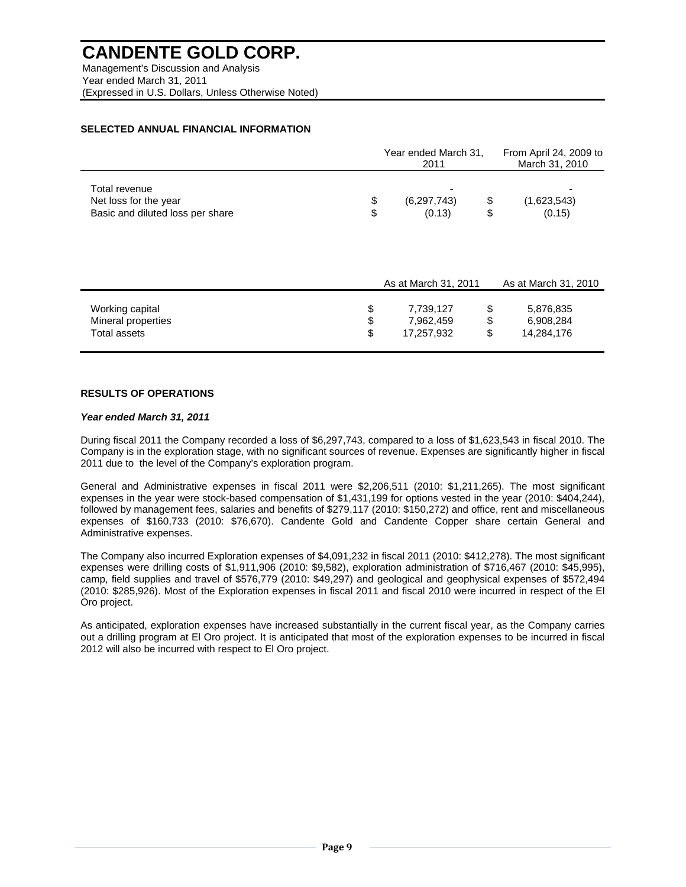# CANDENTE GOLD CORP.

Management's Discussion and Analysis
Year ended March 31, 2011
(Expressed in U.S. Dollars, Unless Otherwise Noted)

## SELECTED ANNUAL FINANCIAL INFORMATION

| | Year ended March 31, 2011 | From April 24, 2009 to March 31, 2010 |
|---|---|---|
| Total revenue | - | - |
| Net loss for the year | $ (6,297,743) | $ (1,623,543) |
| Basic and diluted loss per share | $ (0.13) | $ (0.15) |

| | As at March 31, 2011 | As at March 31, 2010 |
|---|---|---|
| Working capital | $ 7,739,127 | $ 5,876,835 |
| Mineral properties | $ 7,962,459 | $ 6,908,284 |
| Total assets | $ 17,257,932 | $ 14,284,176 |

## RESULTS OF OPERATIONS

### *Year ended March 31, 2011*

During fiscal 2011 the Company recorded a loss of $6,297,743, compared to a loss of $1,623,543 in fiscal 2010. The Company is in the exploration stage, with no significant sources of revenue. Expenses are significantly higher in fiscal 2011 due to the level of the Company's exploration program.

General and Administrative expenses in fiscal 2011 were $2,206,511 (2010: $1,211,265). The most significant expenses in the year were stock-based compensation of $1,431,199 for options vested in the year (2010: $404,244), followed by management fees, salaries and benefits of $279,117 (2010: $150,272) and office, rent and miscellaneous expenses of $160,733 (2010: $76,670). Candente Gold and Candente Copper share certain General and Administrative expenses.

The Company also incurred Exploration expenses of $4,091,232 in fiscal 2011 (2010: $412,278). The most significant expenses were drilling costs of $1,911,906 (2010: $9,582), exploration administration of $716,467 (2010: $45,995), camp, field supplies and travel of $576,779 (2010: $49,297) and geological and geophysical expenses of $572,494 (2010: $285,926). Most of the Exploration expenses in fiscal 2011 and fiscal 2010 were incurred in respect of the El Oro project.

As anticipated, exploration expenses have increased substantially in the current fiscal year, as the Company carries out a drilling program at El Oro project. It is anticipated that most of the exploration expenses to be incurred in fiscal 2012 will also be incurred with respect to El Oro project.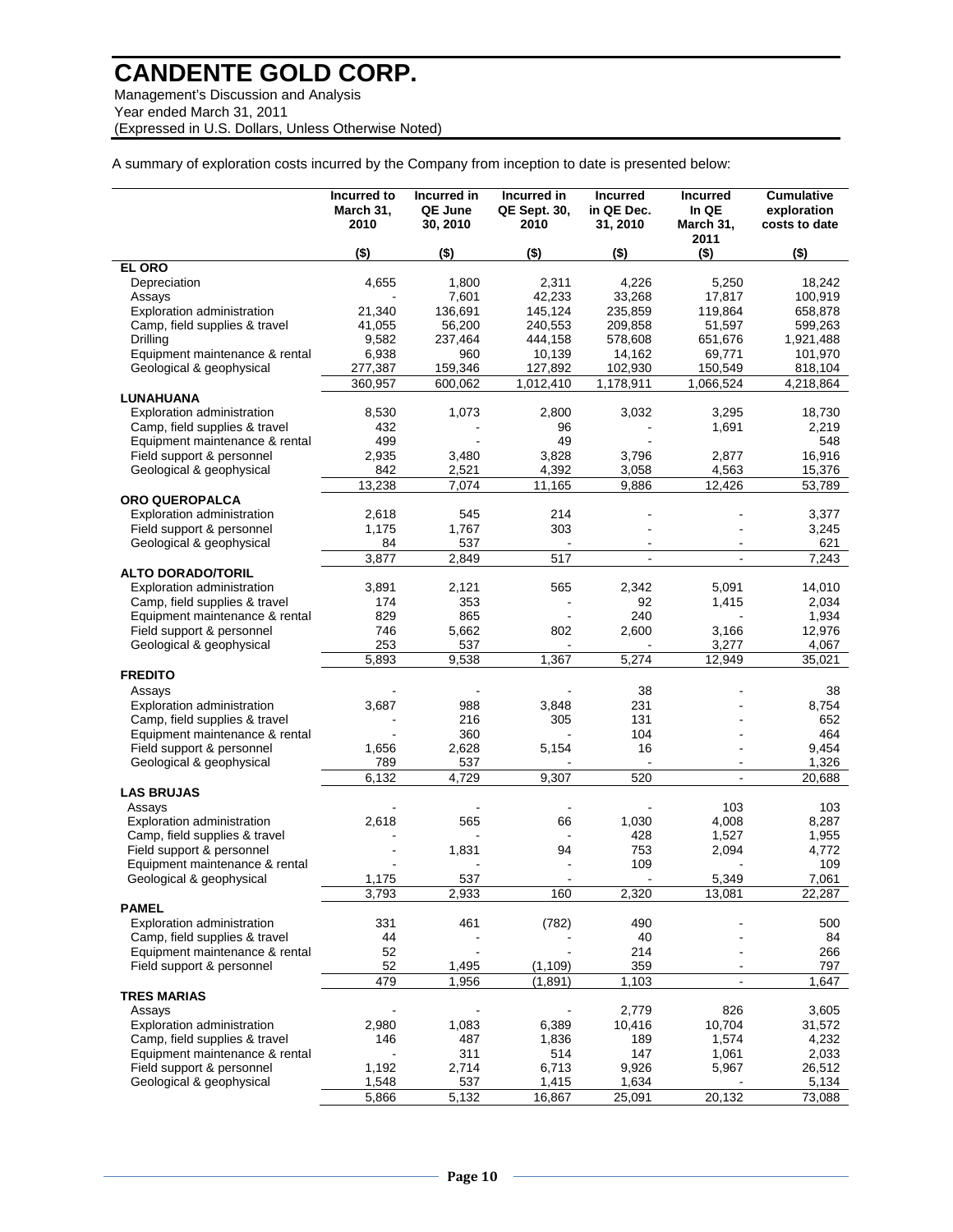# CANDENTE GOLD CORP.

Management's Discussion and Analysis
Year ended March 31, 2011
(Expressed in U.S. Dollars, Unless Otherwise Noted)

A summary of exploration costs incurred by the Company from inception to date is presented below:

| | Incurred to March 31, 2010 | Incurred in QE June 30, 2010 | Incurred in QE Sept. 30, 2010 | Incurred in QE Dec. 31, 2010 | Incurred In QE March 31, 2011 | Cumulative exploration costs to date |
|---|---|---|---|---|---|---|
| | ($) | ($) | ($) | ($) | ($) | ($) |
| **EL ORO** | | | | | | |
| Depreciation | 4,655 | 1,800 | 2,311 | 4,226 | 5,250 | 18,242 |
| Assays | - | 7,601 | 42,233 | 33,268 | 17,817 | 100,919 |
| Exploration administration | 21,340 | 136,691 | 145,124 | 235,859 | 119,864 | 658,878 |
| Camp, field supplies & travel | 41,055 | 56,200 | 240,553 | 209,858 | 51,597 | 599,263 |
| Drilling | 9,582 | 237,464 | 444,158 | 578,608 | 651,676 | 1,921,488 |
| Equipment maintenance & rental | 6,938 | 960 | 10,139 | 14,162 | 69,771 | 101,970 |
| Geological & geophysical | 277,387 | 159,346 | 127,892 | 102,930 | 150,549 | 818,104 |
| | 360,957 | 600,062 | 1,012,410 | 1,178,911 | 1,066,524 | 4,218,864 |
| **LUNAHUANA** | | | | | | |
| Exploration administration | 8,530 | 1,073 | 2,800 | 3,032 | 3,295 | 18,730 |
| Camp, field supplies & travel | 432 | - | 96 | - | 1,691 | 2,219 |
| Equipment maintenance & rental | 499 | - | 49 | - | | 548 |
| Field support & personnel | 2,935 | 3,480 | 3,828 | 3,796 | 2,877 | 16,916 |
| Geological & geophysical | 842 | 2,521 | 4,392 | 3,058 | 4,563 | 15,376 |
| | 13,238 | 7,074 | 11,165 | 9,886 | 12,426 | 53,789 |
| **ORO QUEROPALCA** | | | | | | |
| Exploration administration | 2,618 | 545 | 214 | - | - | 3,377 |
| Field support & personnel | 1,175 | 1,767 | 303 | - | - | 3,245 |
| Geological & geophysical | 84 | 537 | - | - | - | 621 |
| | 3,877 | 2,849 | 517 | - | - | 7,243 |
| **ALTO DORADO/TORIL** | | | | | | |
| Exploration administration | 3,891 | 2,121 | 565 | 2,342 | 5,091 | 14,010 |
| Camp, field supplies & travel | 174 | 353 | - | 92 | 1,415 | 2,034 |
| Equipment maintenance & rental | 829 | 865 | - | 240 | - | 1,934 |
| Field support & personnel | 746 | 5,662 | 802 | 2,600 | 3,166 | 12,976 |
| Geological & geophysical | 253 | 537 | - | - | 3,277 | 4,067 |
| | 5,893 | 9,538 | 1,367 | 5,274 | 12,949 | 35,021 |
| **FREDITO** | | | | | | |
| Assays | - | - | - | 38 | - | 38 |
| Exploration administration | 3,687 | 988 | 3,848 | 231 | - | 8,754 |
| Camp, field supplies & travel | - | 216 | 305 | 131 | - | 652 |
| Equipment maintenance & rental | - | 360 | - | 104 | - | 464 |
| Field support & personnel | 1,656 | 2,628 | 5,154 | 16 | - | 9,454 |
| Geological & geophysical | 789 | 537 | - | - | - | 1,326 |
| | 6,132 | 4,729 | 9,307 | 520 | - | 20,688 |
| **LAS BRUJAS** | | | | | | |
| Assays | - | - | - | - | 103 | 103 |
| Exploration administration | 2,618 | 565 | 66 | 1,030 | 4,008 | 8,287 |
| Camp, field supplies & travel | - | - | - | 428 | 1,527 | 1,955 |
| Field support & personnel | - | 1,831 | 94 | 753 | 2,094 | 4,772 |
| Equipment maintenance & rental | - | - | - | 109 | - | 109 |
| Geological & geophysical | 1,175 | 537 | - | - | 5,349 | 7,061 |
| | 3,793 | 2,933 | 160 | 2,320 | 13,081 | 22,287 |
| **PAMEL** | | | | | | |
| Exploration administration | 331 | 461 | (782) | 490 | - | 500 |
| Camp, field supplies & travel | 44 | - | - | 40 | - | 84 |
| Equipment maintenance & rental | 52 | - | - | 214 | - | 266 |
| Field support & personnel | 52 | 1,495 | (1,109) | 359 | - | 797 |
| | 479 | 1,956 | (1,891) | 1,103 | - | 1,647 |
| **TRES MARIAS** | | | | | | |
| Assays | - | - | - | 2,779 | 826 | 3,605 |
| Exploration administration | 2,980 | 1,083 | 6,389 | 10,416 | 10,704 | 31,572 |
| Camp, field supplies & travel | 146 | 487 | 1,836 | 189 | 1,574 | 4,232 |
| Equipment maintenance & rental | - | 311 | 514 | 147 | 1,061 | 2,033 |
| Field support & personnel | 1,192 | 2,714 | 6,713 | 9,926 | 5,967 | 26,512 |
| Geological & geophysical | 1,548 | 537 | 1,415 | 1,634 | - | 5,134 |
| | 5,866 | 5,132 | 16,867 | 25,091 | 20,132 | 73,088 |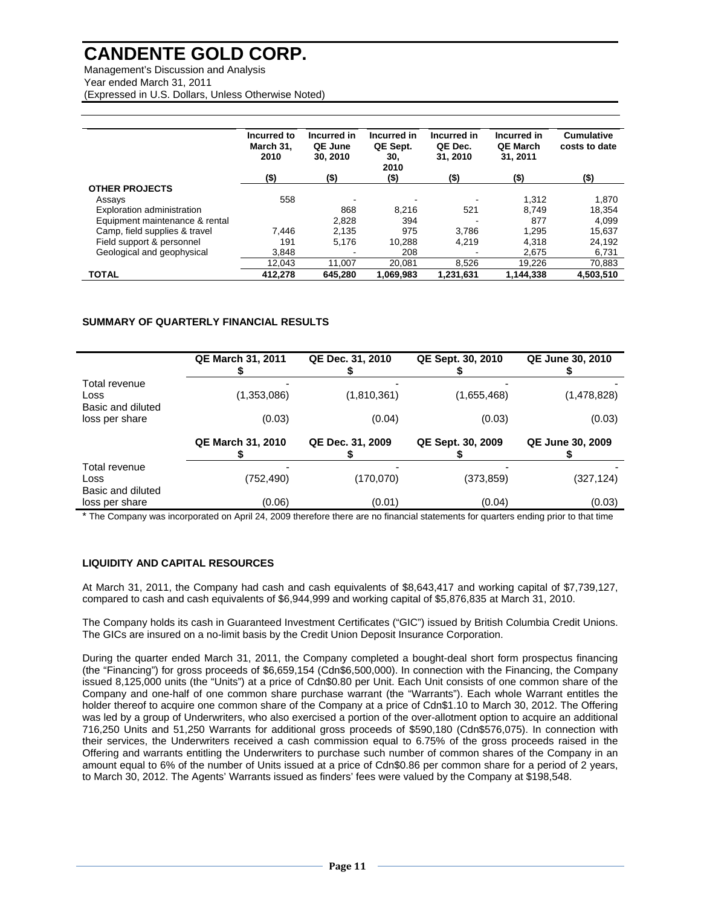| | Incurred to March 31, 2010 | Incurred in QE June 30, 2010 | Incurred in QE Sept. 30, 2010 | Incurred in QE Dec. 31, 2010 | Incurred in QE March 31, 2011 | Cumulative costs to date |
|---|---|---|---|---|---|---|
| | ($) | ($) | ($) | ($) | ($) | ($) |
| **OTHER PROJECTS** | | | | | | |
| Assays | 558 | - | - | - | 1,312 | 1,870 |
| Exploration administration | | 868 | 8,216 | 521 | 8,749 | 18,354 |
| Equipment maintenance & rental | | 2,828 | 394 | - | 877 | 4,099 |
| Camp, field supplies & travel | 7,446 | 2,135 | 975 | 3,786 | 1,295 | 15,637 |
| Field support & personnel | 191 | 5,176 | 10,288 | 4,219 | 4,318 | 24,192 |
| Geological and geophysical | 3,848 | - | 208 | - | 2,675 | 6,731 |
| | 12,043 | 11,007 | 20,081 | 8,526 | 19,226 | 70,883 |
| **TOTAL** | **412,278** | **645,280** | **1,069,983** | **1,231,631** | **1,144,338** | **4,503,510** |

## SUMMARY OF QUARTERLY FINANCIAL RESULTS

| | QE March 31, 2011 $ | QE Dec. 31, 2010 $ | QE Sept. 30, 2010 $ | QE June 30, 2010 $ |
|---|---|---|---|---|
| Total revenue | - | - | - | - |
| Loss | (1,353,086) | (1,810,361) | (1,655,468) | (1,478,828) |
| Basic and diluted loss per share | (0.03) | (0.04) | (0.03) | (0.03) |
| | **QE March 31, 2010 $** | **QE Dec. 31, 2009 $** | **QE Sept. 30, 2009 $** | **QE June 30, 2009 $** |
| Total revenue | - | - | - | - |
| Loss | (752,490) | (170,070) | (373,859) | (327,124) |
| Basic and diluted loss per share | (0.06) | (0.01) | (0.04) | (0.03) |

* The Company was incorporated on April 24, 2009 therefore there are no financial statements for quarters ending prior to that time

## LIQUIDITY AND CAPITAL RESOURCES

At March 31, 2011, the Company had cash and cash equivalents of $8,643,417 and working capital of $7,739,127, compared to cash and cash equivalents of $6,944,999 and working capital of $5,876,835 at March 31, 2010.

The Company holds its cash in Guaranteed Investment Certificates ("GIC") issued by British Columbia Credit Unions. The GICs are insured on a no-limit basis by the Credit Union Deposit Insurance Corporation.

During the quarter ended March 31, 2011, the Company completed a bought-deal short form prospectus financing (the "Financing") for gross proceeds of $6,659,154 (Cdn$6,500,000). In connection with the Financing, the Company issued 8,125,000 units (the "Units") at a price of Cdn$0.80 per Unit. Each Unit consists of one common share of the Company and one-half of one common share purchase warrant (the "Warrants"). Each whole Warrant entitles the holder thereof to acquire one common share of the Company at a price of Cdn$1.10 to March 30, 2012. The Offering was led by a group of Underwriters, who also exercised a portion of the over-allotment option to acquire an additional 716,250 Units and 51,250 Warrants for additional gross proceeds of $590,180 (Cdn$576,075). In connection with their services, the Underwriters received a cash commission equal to 6.75% of the gross proceeds raised in the Offering and warrants entitling the Underwriters to purchase such number of common shares of the Company in an amount equal to 6% of the number of Units issued at a price of Cdn$0.86 per common share for a period of 2 years, to March 30, 2012. The Agents' Warrants issued as finders' fees were valued by the Company at $198,548.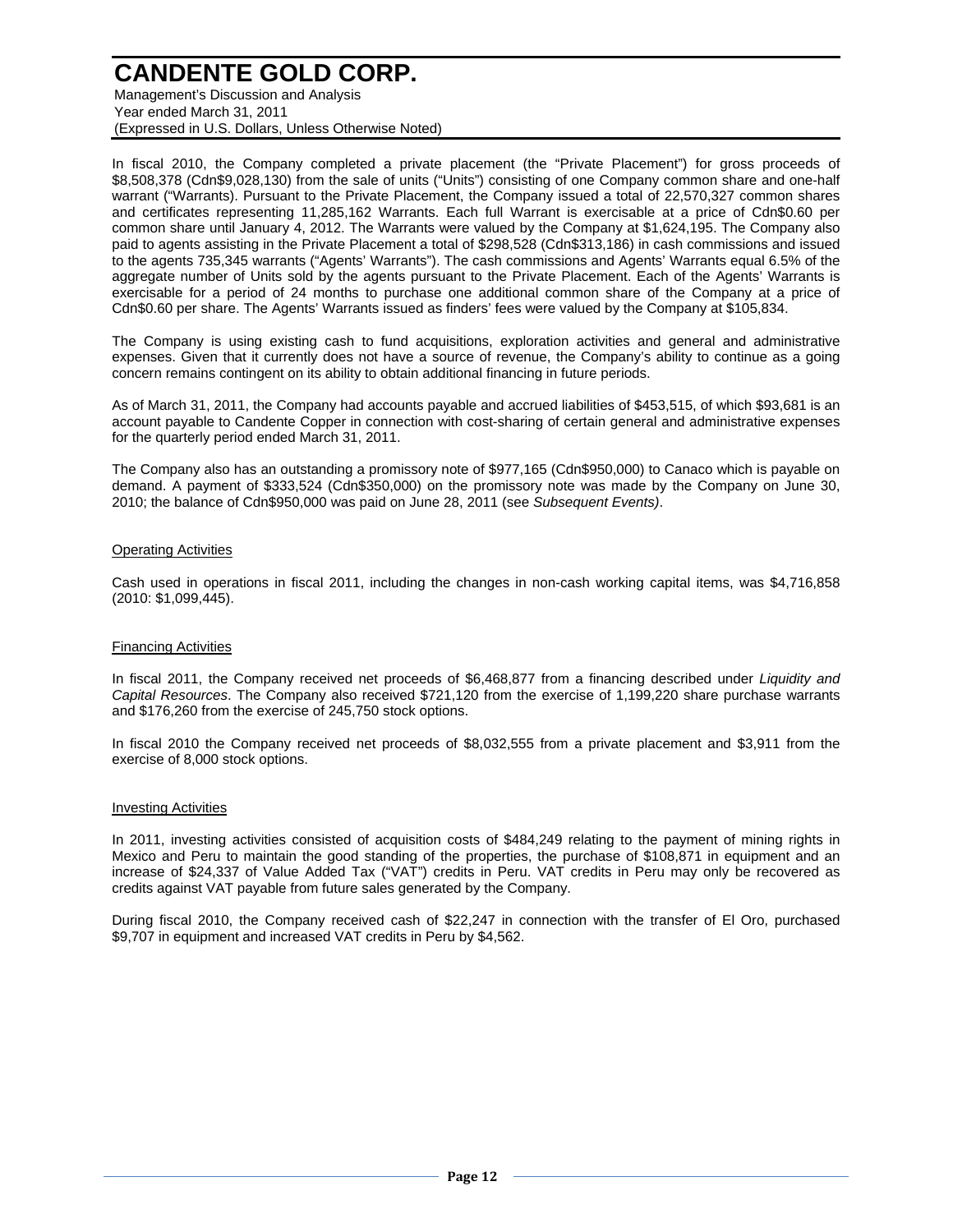In fiscal 2010, the Company completed a private placement (the "Private Placement") for gross proceeds of \$8,508,378 (Cdn\$9,028,130) from the sale of units ("Units") consisting of one Company common share and one-half warrant ("Warrants). Pursuant to the Private Placement, the Company issued a total of 22,570,327 common shares and certificates representing 11,285,162 Warrants. Each full Warrant is exercisable at a price of Cdn\$0.60 per common share until January 4, 2012. The Warrants were valued by the Company at \$1,624,195. The Company also paid to agents assisting in the Private Placement a total of \$298,528 (Cdn\$313,186) in cash commissions and issued to the agents 735,345 warrants ("Agents' Warrants"). The cash commissions and Agents' Warrants equal 6.5% of the aggregate number of Units sold by the agents pursuant to the Private Placement. Each of the Agents' Warrants is exercisable for a period of 24 months to purchase one additional common share of the Company at a price of Cdn\$0.60 per share. The Agents' Warrants issued as finders' fees were valued by the Company at \$105,834.

The Company is using existing cash to fund acquisitions, exploration activities and general and administrative expenses. Given that it currently does not have a source of revenue, the Company's ability to continue as a going concern remains contingent on its ability to obtain additional financing in future periods.

As of March 31, 2011, the Company had accounts payable and accrued liabilities of \$453,515, of which \$93,681 is an account payable to Candente Copper in connection with cost-sharing of certain general and administrative expenses for the quarterly period ended March 31, 2011.

The Company also has an outstanding a promissory note of \$977,165 (Cdn\$950,000) to Canaco which is payable on demand. A payment of \$333,524 (Cdn\$350,000) on the promissory note was made by the Company on June 30, 2010; the balance of Cdn\$950,000 was paid on June 28, 2011 (see *Subsequent Events)*.

## Operating Activities

Cash used in operations in fiscal 2011, including the changes in non-cash working capital items, was \$4,716,858 (2010: \$1,099,445).

## Financing Activities

In fiscal 2011, the Company received net proceeds of \$6,468,877 from a financing described under *Liquidity and Capital Resources*. The Company also received \$721,120 from the exercise of 1,199,220 share purchase warrants and \$176,260 from the exercise of 245,750 stock options.

In fiscal 2010 the Company received net proceeds of \$8,032,555 from a private placement and \$3,911 from the exercise of 8,000 stock options.

## Investing Activities

In 2011, investing activities consisted of acquisition costs of \$484,249 relating to the payment of mining rights in Mexico and Peru to maintain the good standing of the properties, the purchase of \$108,871 in equipment and an increase of \$24,337 of Value Added Tax ("VAT") credits in Peru. VAT credits in Peru may only be recovered as credits against VAT payable from future sales generated by the Company.

During fiscal 2010, the Company received cash of \$22,247 in connection with the transfer of El Oro, purchased \$9,707 in equipment and increased VAT credits in Peru by \$4,562.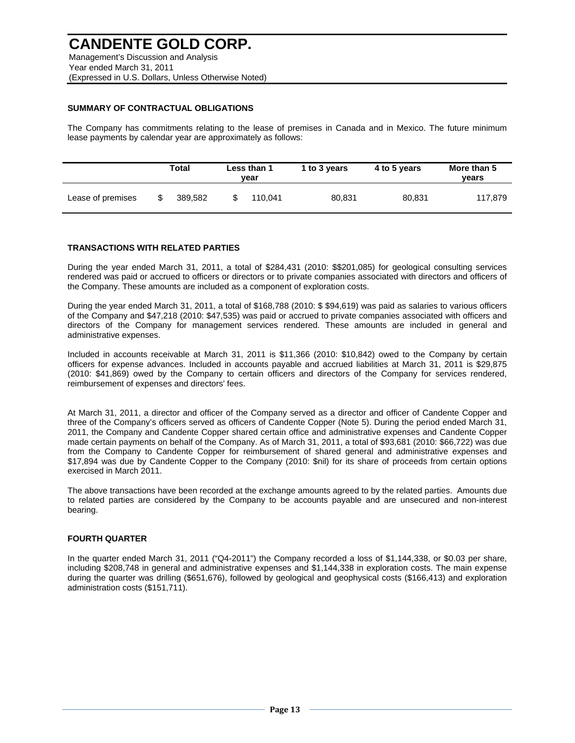### SUMMARY OF CONTRACTUAL OBLIGATIONS

The Company has commitments relating to the lease of premises in Canada and in Mexico. The future minimum lease payments by calendar year are approximately as follows:

| | Total | Less than 1 year | 1 to 3 years | 4 to 5 years | More than 5 years |
|---|---|---|---|---|---|
| Lease of premises | $ 389,582 | $ 110,041 | 80,831 | 80,831 | 117,879 |

### TRANSACTIONS WITH RELATED PARTIES

During the year ended March 31, 2011, a total of $284,431 (2010: $$201,085) for geological consulting services rendered was paid or accrued to officers or directors or to private companies associated with directors and officers of the Company. These amounts are included as a component of exploration costs.

During the year ended March 31, 2011, a total of $168,788 (2010: $ $94,619) was paid as salaries to various officers of the Company and $47,218 (2010: $47,535) was paid or accrued to private companies associated with officers and directors of the Company for management services rendered. These amounts are included in general and administrative expenses.

Included in accounts receivable at March 31, 2011 is $11,366 (2010: $10,842) owed to the Company by certain officers for expense advances. Included in accounts payable and accrued liabilities at March 31, 2011 is $29,875 (2010: $41,869) owed by the Company to certain officers and directors of the Company for services rendered, reimbursement of expenses and directors' fees.

At March 31, 2011, a director and officer of the Company served as a director and officer of Candente Copper and three of the Company's officers served as officers of Candente Copper (Note 5). During the period ended March 31, 2011, the Company and Candente Copper shared certain office and administrative expenses and Candente Copper made certain payments on behalf of the Company. As of March 31, 2011, a total of $93,681 (2010: $66,722) was due from the Company to Candente Copper for reimbursement of shared general and administrative expenses and $17,894 was due by Candente Copper to the Company (2010: $nil) for its share of proceeds from certain options exercised in March 2011.

The above transactions have been recorded at the exchange amounts agreed to by the related parties. Amounts due to related parties are considered by the Company to be accounts payable and are unsecured and non-interest bearing.

### FOURTH QUARTER

In the quarter ended March 31, 2011 ("Q4-2011") the Company recorded a loss of $1,144,338, or $0.03 per share, including $208,748 in general and administrative expenses and $1,144,338 in exploration costs. The main expense during the quarter was drilling ($651,676), followed by geological and geophysical costs ($166,413) and exploration administration costs ($151,711).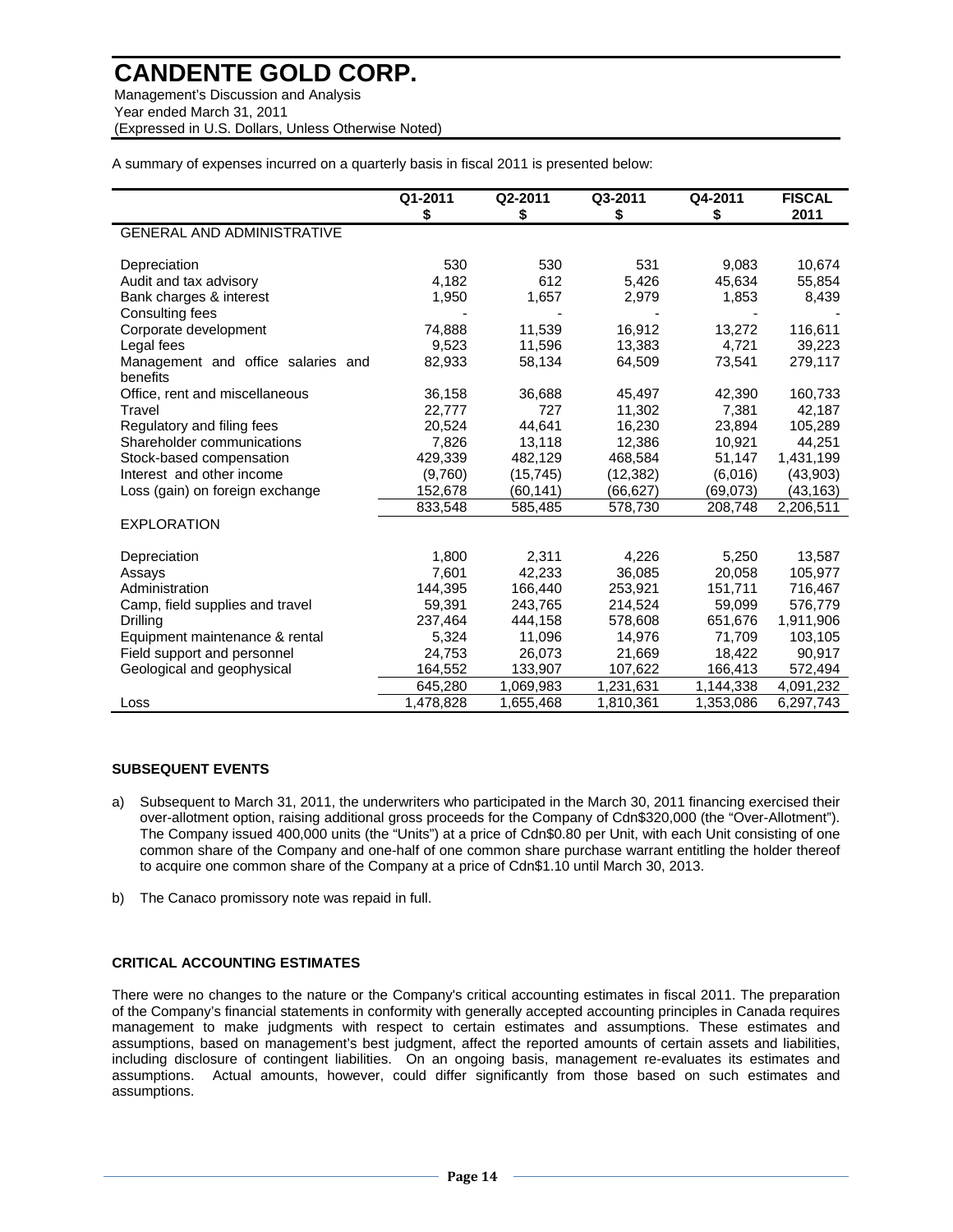A summary of expenses incurred on a quarterly basis in fiscal 2011 is presented below:

| | Q1-2011<br>$ | Q2-2011<br>$ | Q3-2011<br>$ | Q4-2011<br>$ | FISCAL<br>2011 |
|---|---|---|---|---|---|
| GENERAL AND ADMINISTRATIVE | | | | | |
| Depreciation | 530 | 530 | 531 | 9,083 | 10,674 |
| Audit and tax advisory | 4,182 | 612 | 5,426 | 45,634 | 55,854 |
| Bank charges & interest | 1,950 | 1,657 | 2,979 | 1,853 | 8,439 |
| Consulting fees | - | - | - | - | - |
| Corporate development | 74,888 | 11,539 | 16,912 | 13,272 | 116,611 |
| Legal fees | 9,523 | 11,596 | 13,383 | 4,721 | 39,223 |
| Management and office salaries and benefits | 82,933 | 58,134 | 64,509 | 73,541 | 279,117 |
| Office, rent and miscellaneous | 36,158 | 36,688 | 45,497 | 42,390 | 160,733 |
| Travel | 22,777 | 727 | 11,302 | 7,381 | 42,187 |
| Regulatory and filing fees | 20,524 | 44,641 | 16,230 | 23,894 | 105,289 |
| Shareholder communications | 7,826 | 13,118 | 12,386 | 10,921 | 44,251 |
| Stock-based compensation | 429,339 | 482,129 | 468,584 | 51,147 | 1,431,199 |
| Interest and other income | (9,760) | (15,745) | (12,382) | (6,016) | (43,903) |
| Loss (gain) on foreign exchange | 152,678 | (60,141) | (66,627) | (69,073) | (43,163) |
| | 833,548 | 585,485 | 578,730 | 208,748 | 2,206,511 |
| EXPLORATION | | | | | |
| Depreciation | 1,800 | 2,311 | 4,226 | 5,250 | 13,587 |
| Assays | 7,601 | 42,233 | 36,085 | 20,058 | 105,977 |
| Administration | 144,395 | 166,440 | 253,921 | 151,711 | 716,467 |
| Camp, field supplies and travel | 59,391 | 243,765 | 214,524 | 59,099 | 576,779 |
| Drilling | 237,464 | 444,158 | 578,608 | 651,676 | 1,911,906 |
| Equipment maintenance & rental | 5,324 | 11,096 | 14,976 | 71,709 | 103,105 |
| Field support and personnel | 24,753 | 26,073 | 21,669 | 18,422 | 90,917 |
| Geological and geophysical | 164,552 | 133,907 | 107,622 | 166,413 | 572,494 |
| | 645,280 | 1,069,983 | 1,231,631 | 1,144,338 | 4,091,232 |
| Loss | 1,478,828 | 1,655,468 | 1,810,361 | 1,353,086 | 6,297,743 |

## SUBSEQUENT EVENTS

a) Subsequent to March 31, 2011, the underwriters who participated in the March 30, 2011 financing exercised their over-allotment option, raising additional gross proceeds for the Company of Cdn$320,000 (the "Over-Allotment"). The Company issued 400,000 units (the "Units") at a price of Cdn$0.80 per Unit, with each Unit consisting of one common share of the Company and one-half of one common share purchase warrant entitling the holder thereof to acquire one common share of the Company at a price of Cdn$1.10 until March 30, 2013.

b) The Canaco promissory note was repaid in full.

## CRITICAL ACCOUNTING ESTIMATES

There were no changes to the nature or the Company's critical accounting estimates in fiscal 2011. The preparation of the Company's financial statements in conformity with generally accepted accounting principles in Canada requires management to make judgments with respect to certain estimates and assumptions. These estimates and assumptions, based on management's best judgment, affect the reported amounts of certain assets and liabilities, including disclosure of contingent liabilities. On an ongoing basis, management re-evaluates its estimates and assumptions. Actual amounts, however, could differ significantly from those based on such estimates and assumptions.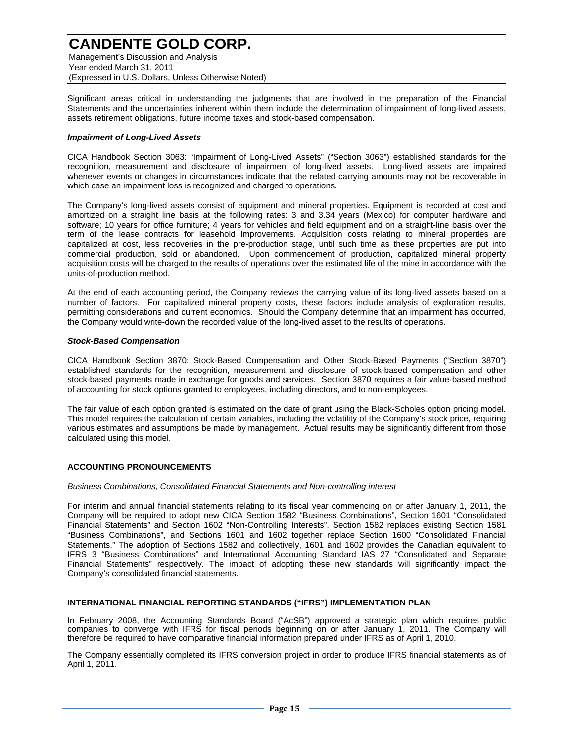Significant areas critical in understanding the judgments that are involved in the preparation of the Financial Statements and the uncertainties inherent within them include the determination of impairment of long-lived assets, assets retirement obligations, future income taxes and stock-based compensation.

***Impairment of Long-Lived Assets***

CICA Handbook Section 3063: "Impairment of Long-Lived Assets" ("Section 3063") established standards for the recognition, measurement and disclosure of impairment of long-lived assets. Long-lived assets are impaired whenever events or changes in circumstances indicate that the related carrying amounts may not be recoverable in which case an impairment loss is recognized and charged to operations.

The Company's long-lived assets consist of equipment and mineral properties. Equipment is recorded at cost and amortized on a straight line basis at the following rates: 3 and 3.34 years (Mexico) for computer hardware and software; 10 years for office furniture; 4 years for vehicles and field equipment and on a straight-line basis over the term of the lease contracts for leasehold improvements. Acquisition costs relating to mineral properties are capitalized at cost, less recoveries in the pre-production stage, until such time as these properties are put into commercial production, sold or abandoned. Upon commencement of production, capitalized mineral property acquisition costs will be charged to the results of operations over the estimated life of the mine in accordance with the units-of-production method.

At the end of each accounting period, the Company reviews the carrying value of its long-lived assets based on a number of factors. For capitalized mineral property costs, these factors include analysis of exploration results, permitting considerations and current economics. Should the Company determine that an impairment has occurred, the Company would write-down the recorded value of the long-lived asset to the results of operations.

***Stock-Based Compensation***

CICA Handbook Section 3870: Stock-Based Compensation and Other Stock-Based Payments ("Section 3870") established standards for the recognition, measurement and disclosure of stock-based compensation and other stock-based payments made in exchange for goods and services. Section 3870 requires a fair value-based method of accounting for stock options granted to employees, including directors, and to non-employees.

The fair value of each option granted is estimated on the date of grant using the Black-Scholes option pricing model. This model requires the calculation of certain variables, including the volatility of the Company's stock price, requiring various estimates and assumptions be made by management. Actual results may be significantly different from those calculated using this model.

## ACCOUNTING PRONOUNCEMENTS

*Business Combinations, Consolidated Financial Statements and Non-controlling interest*

For interim and annual financial statements relating to its fiscal year commencing on or after January 1, 2011, the Company will be required to adopt new CICA Section 1582 "Business Combinations", Section 1601 "Consolidated Financial Statements" and Section 1602 "Non-Controlling Interests". Section 1582 replaces existing Section 1581 "Business Combinations", and Sections 1601 and 1602 together replace Section 1600 "Consolidated Financial Statements." The adoption of Sections 1582 and collectively, 1601 and 1602 provides the Canadian equivalent to IFRS 3 "Business Combinations" and International Accounting Standard IAS 27 "Consolidated and Separate Financial Statements" respectively. The impact of adopting these new standards will significantly impact the Company's consolidated financial statements.

## INTERNATIONAL FINANCIAL REPORTING STANDARDS ("IFRS") IMPLEMENTATION PLAN

In February 2008, the Accounting Standards Board ("AcSB") approved a strategic plan which requires public companies to converge with IFRS for fiscal periods beginning on or after January 1, 2011. The Company will therefore be required to have comparative financial information prepared under IFRS as of April 1, 2010.

The Company essentially completed its IFRS conversion project in order to produce IFRS financial statements as of April 1, 2011.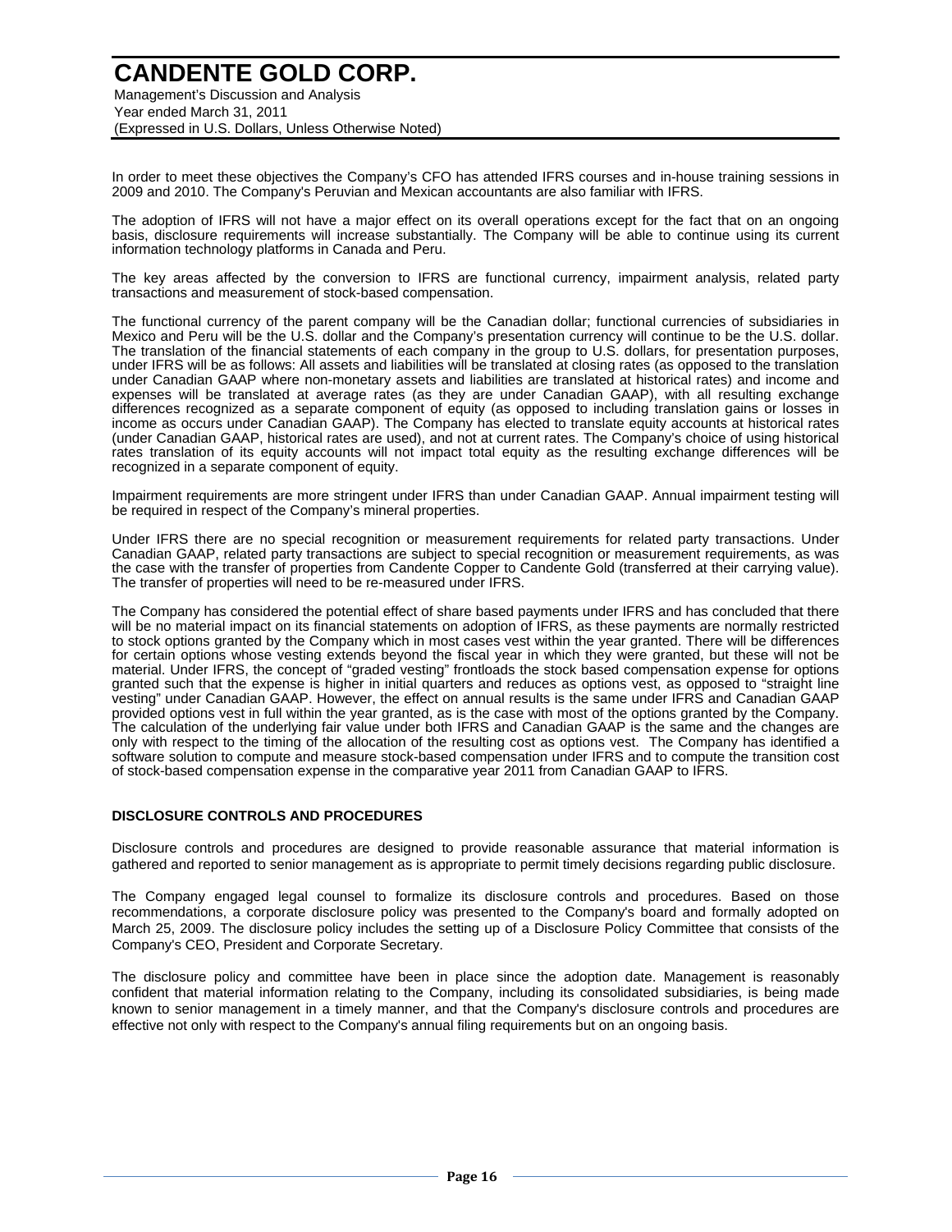In order to meet these objectives the Company's CFO has attended IFRS courses and in-house training sessions in 2009 and 2010. The Company's Peruvian and Mexican accountants are also familiar with IFRS.

The adoption of IFRS will not have a major effect on its overall operations except for the fact that on an ongoing basis, disclosure requirements will increase substantially. The Company will be able to continue using its current information technology platforms in Canada and Peru.

The key areas affected by the conversion to IFRS are functional currency, impairment analysis, related party transactions and measurement of stock-based compensation.

The functional currency of the parent company will be the Canadian dollar; functional currencies of subsidiaries in Mexico and Peru will be the U.S. dollar and the Company's presentation currency will continue to be the U.S. dollar. The translation of the financial statements of each company in the group to U.S. dollars, for presentation purposes, under IFRS will be as follows: All assets and liabilities will be translated at closing rates (as opposed to the translation under Canadian GAAP where non-monetary assets and liabilities are translated at historical rates) and income and expenses will be translated at average rates (as they are under Canadian GAAP), with all resulting exchange differences recognized as a separate component of equity (as opposed to including translation gains or losses in income as occurs under Canadian GAAP). The Company has elected to translate equity accounts at historical rates (under Canadian GAAP, historical rates are used), and not at current rates. The Company's choice of using historical rates translation of its equity accounts will not impact total equity as the resulting exchange differences will be recognized in a separate component of equity.

Impairment requirements are more stringent under IFRS than under Canadian GAAP. Annual impairment testing will be required in respect of the Company's mineral properties.

Under IFRS there are no special recognition or measurement requirements for related party transactions. Under Canadian GAAP, related party transactions are subject to special recognition or measurement requirements, as was the case with the transfer of properties from Candente Copper to Candente Gold (transferred at their carrying value). The transfer of properties will need to be re-measured under IFRS.

The Company has considered the potential effect of share based payments under IFRS and has concluded that there will be no material impact on its financial statements on adoption of IFRS, as these payments are normally restricted to stock options granted by the Company which in most cases vest within the year granted. There will be differences for certain options whose vesting extends beyond the fiscal year in which they were granted, but these will not be material. Under IFRS, the concept of "graded vesting" frontloads the stock based compensation expense for options granted such that the expense is higher in initial quarters and reduces as options vest, as opposed to "straight line vesting" under Canadian GAAP. However, the effect on annual results is the same under IFRS and Canadian GAAP provided options vest in full within the year granted, as is the case with most of the options granted by the Company. The calculation of the underlying fair value under both IFRS and Canadian GAAP is the same and the changes are only with respect to the timing of the allocation of the resulting cost as options vest. The Company has identified a software solution to compute and measure stock-based compensation under IFRS and to compute the transition cost of stock-based compensation expense in the comparative year 2011 from Canadian GAAP to IFRS.

## DISCLOSURE CONTROLS AND PROCEDURES

Disclosure controls and procedures are designed to provide reasonable assurance that material information is gathered and reported to senior management as is appropriate to permit timely decisions regarding public disclosure.

The Company engaged legal counsel to formalize its disclosure controls and procedures. Based on those recommendations, a corporate disclosure policy was presented to the Company's board and formally adopted on March 25, 2009. The disclosure policy includes the setting up of a Disclosure Policy Committee that consists of the Company's CEO, President and Corporate Secretary.

The disclosure policy and committee have been in place since the adoption date. Management is reasonably confident that material information relating to the Company, including its consolidated subsidiaries, is being made known to senior management in a timely manner, and that the Company's disclosure controls and procedures are effective not only with respect to the Company's annual filing requirements but on an ongoing basis.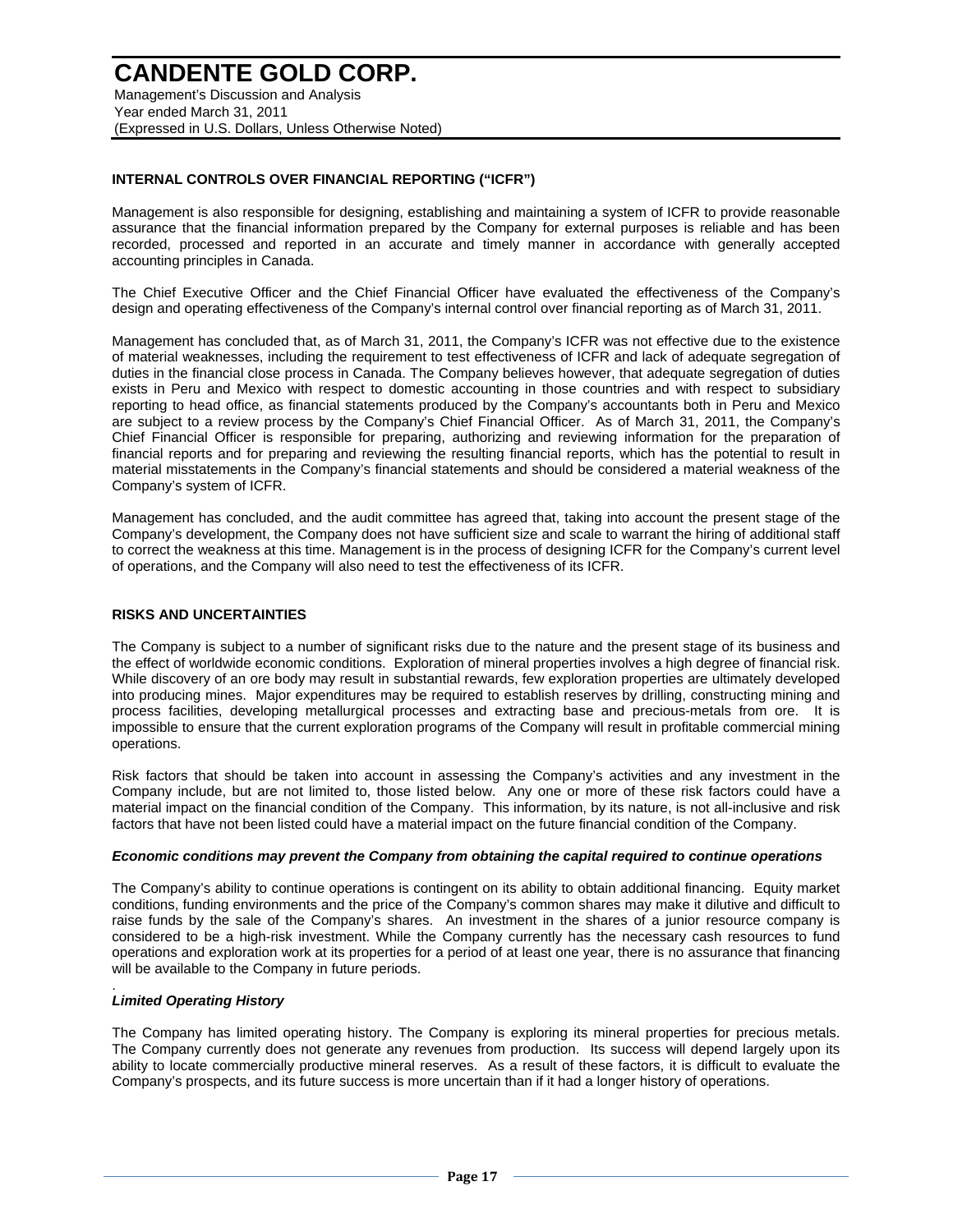## INTERNAL CONTROLS OVER FINANCIAL REPORTING ("ICFR")

Management is also responsible for designing, establishing and maintaining a system of ICFR to provide reasonable assurance that the financial information prepared by the Company for external purposes is reliable and has been recorded, processed and reported in an accurate and timely manner in accordance with generally accepted accounting principles in Canada.

The Chief Executive Officer and the Chief Financial Officer have evaluated the effectiveness of the Company's design and operating effectiveness of the Company's internal control over financial reporting as of March 31, 2011.

Management has concluded that, as of March 31, 2011, the Company's ICFR was not effective due to the existence of material weaknesses, including the requirement to test effectiveness of ICFR and lack of adequate segregation of duties in the financial close process in Canada. The Company believes however, that adequate segregation of duties exists in Peru and Mexico with respect to domestic accounting in those countries and with respect to subsidiary reporting to head office, as financial statements produced by the Company's accountants both in Peru and Mexico are subject to a review process by the Company's Chief Financial Officer. As of March 31, 2011, the Company's Chief Financial Officer is responsible for preparing, authorizing and reviewing information for the preparation of financial reports and for preparing and reviewing the resulting financial reports, which has the potential to result in material misstatements in the Company's financial statements and should be considered a material weakness of the Company's system of ICFR.

Management has concluded, and the audit committee has agreed that, taking into account the present stage of the Company's development, the Company does not have sufficient size and scale to warrant the hiring of additional staff to correct the weakness at this time. Management is in the process of designing ICFR for the Company's current level of operations, and the Company will also need to test the effectiveness of its ICFR.

## RISKS AND UNCERTAINTIES

The Company is subject to a number of significant risks due to the nature and the present stage of its business and the effect of worldwide economic conditions. Exploration of mineral properties involves a high degree of financial risk. While discovery of an ore body may result in substantial rewards, few exploration properties are ultimately developed into producing mines. Major expenditures may be required to establish reserves by drilling, constructing mining and process facilities, developing metallurgical processes and extracting base and precious-metals from ore. It is impossible to ensure that the current exploration programs of the Company will result in profitable commercial mining operations.

Risk factors that should be taken into account in assessing the Company's activities and any investment in the Company include, but are not limited to, those listed below. Any one or more of these risk factors could have a material impact on the financial condition of the Company. This information, by its nature, is not all-inclusive and risk factors that have not been listed could have a material impact on the future financial condition of the Company.

***Economic conditions may prevent the Company from obtaining the capital required to continue operations***

The Company's ability to continue operations is contingent on its ability to obtain additional financing. Equity market conditions, funding environments and the price of the Company's common shares may make it dilutive and difficult to raise funds by the sale of the Company's shares. An investment in the shares of a junior resource company is considered to be a high-risk investment. While the Company currently has the necessary cash resources to fund operations and exploration work at its properties for a period of at least one year, there is no assurance that financing will be available to the Company in future periods.

***Limited Operating History***

The Company has limited operating history. The Company is exploring its mineral properties for precious metals. The Company currently does not generate any revenues from production. Its success will depend largely upon its ability to locate commercially productive mineral reserves. As a result of these factors, it is difficult to evaluate the Company's prospects, and its future success is more uncertain than if it had a longer history of operations.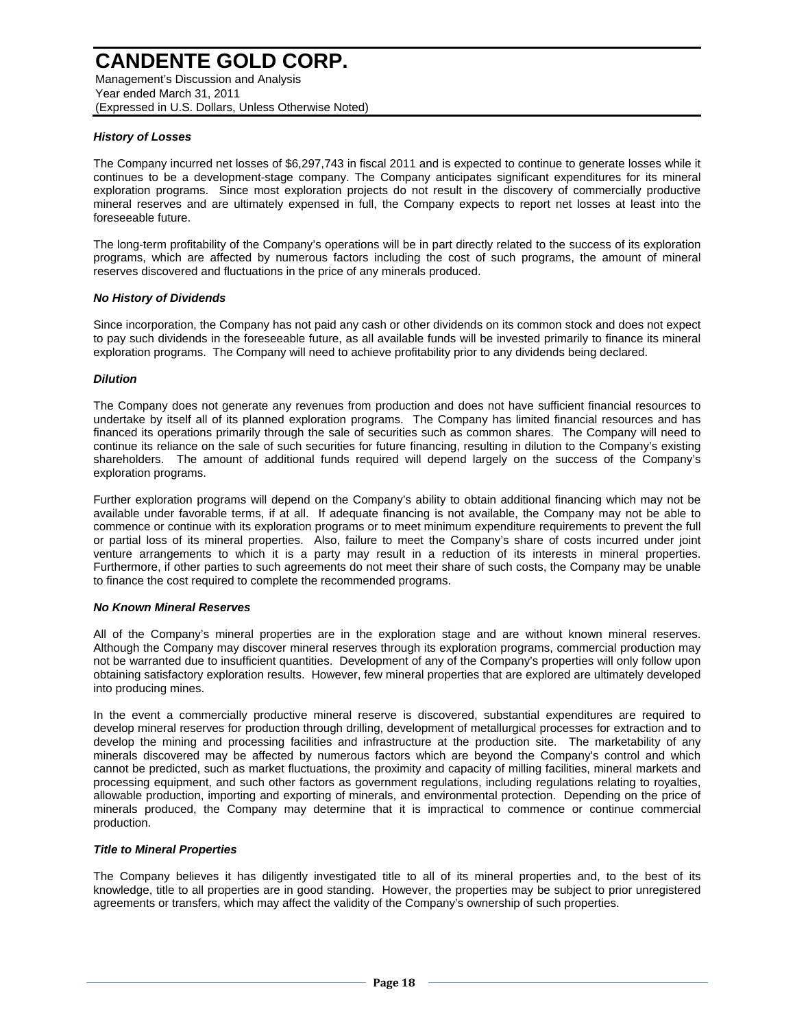### *History of Losses*

The Company incurred net losses of $6,297,743 in fiscal 2011 and is expected to continue to generate losses while it continues to be a development-stage company. The Company anticipates significant expenditures for its mineral exploration programs. Since most exploration projects do not result in the discovery of commercially productive mineral reserves and are ultimately expensed in full, the Company expects to report net losses at least into the foreseeable future.

The long-term profitability of the Company's operations will be in part directly related to the success of its exploration programs, which are affected by numerous factors including the cost of such programs, the amount of mineral reserves discovered and fluctuations in the price of any minerals produced.

### *No History of Dividends*

Since incorporation, the Company has not paid any cash or other dividends on its common stock and does not expect to pay such dividends in the foreseeable future, as all available funds will be invested primarily to finance its mineral exploration programs. The Company will need to achieve profitability prior to any dividends being declared.

### *Dilution*

The Company does not generate any revenues from production and does not have sufficient financial resources to undertake by itself all of its planned exploration programs. The Company has limited financial resources and has financed its operations primarily through the sale of securities such as common shares. The Company will need to continue its reliance on the sale of such securities for future financing, resulting in dilution to the Company's existing shareholders. The amount of additional funds required will depend largely on the success of the Company's exploration programs.

Further exploration programs will depend on the Company's ability to obtain additional financing which may not be available under favorable terms, if at all. If adequate financing is not available, the Company may not be able to commence or continue with its exploration programs or to meet minimum expenditure requirements to prevent the full or partial loss of its mineral properties. Also, failure to meet the Company's share of costs incurred under joint venture arrangements to which it is a party may result in a reduction of its interests in mineral properties. Furthermore, if other parties to such agreements do not meet their share of such costs, the Company may be unable to finance the cost required to complete the recommended programs.

### *No Known Mineral Reserves*

All of the Company's mineral properties are in the exploration stage and are without known mineral reserves. Although the Company may discover mineral reserves through its exploration programs, commercial production may not be warranted due to insufficient quantities. Development of any of the Company's properties will only follow upon obtaining satisfactory exploration results. However, few mineral properties that are explored are ultimately developed into producing mines.

In the event a commercially productive mineral reserve is discovered, substantial expenditures are required to develop mineral reserves for production through drilling, development of metallurgical processes for extraction and to develop the mining and processing facilities and infrastructure at the production site. The marketability of any minerals discovered may be affected by numerous factors which are beyond the Company's control and which cannot be predicted, such as market fluctuations, the proximity and capacity of milling facilities, mineral markets and processing equipment, and such other factors as government regulations, including regulations relating to royalties, allowable production, importing and exporting of minerals, and environmental protection. Depending on the price of minerals produced, the Company may determine that it is impractical to commence or continue commercial production.

### *Title to Mineral Properties*

The Company believes it has diligently investigated title to all of its mineral properties and, to the best of its knowledge, title to all properties are in good standing. However, the properties may be subject to prior unregistered agreements or transfers, which may affect the validity of the Company's ownership of such properties.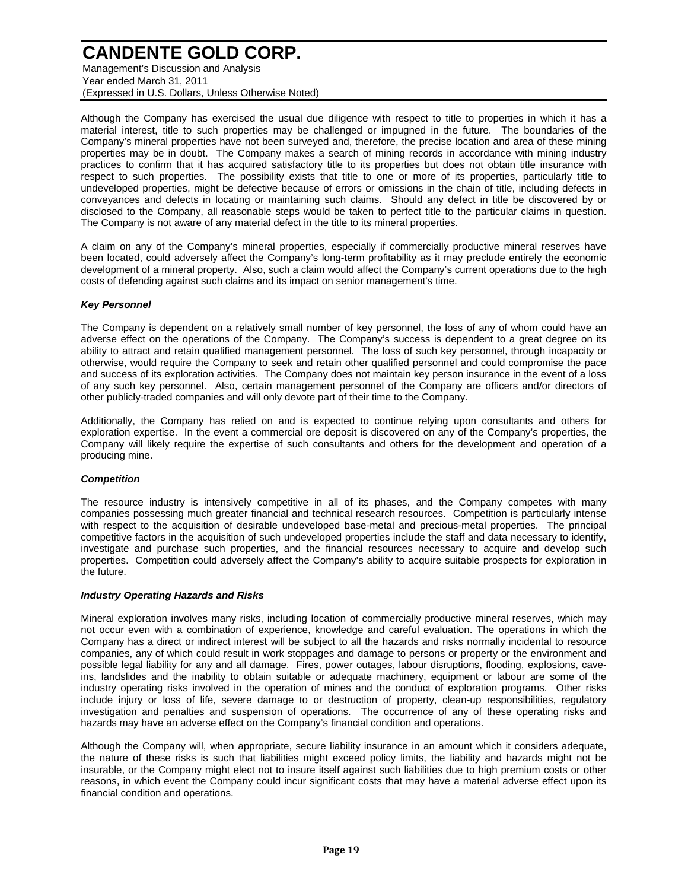Although the Company has exercised the usual due diligence with respect to title to properties in which it has a material interest, title to such properties may be challenged or impugned in the future. The boundaries of the Company's mineral properties have not been surveyed and, therefore, the precise location and area of these mining properties may be in doubt. The Company makes a search of mining records in accordance with mining industry practices to confirm that it has acquired satisfactory title to its properties but does not obtain title insurance with respect to such properties. The possibility exists that title to one or more of its properties, particularly title to undeveloped properties, might be defective because of errors or omissions in the chain of title, including defects in conveyances and defects in locating or maintaining such claims. Should any defect in title be discovered by or disclosed to the Company, all reasonable steps would be taken to perfect title to the particular claims in question. The Company is not aware of any material defect in the title to its mineral properties.

A claim on any of the Company's mineral properties, especially if commercially productive mineral reserves have been located, could adversely affect the Company's long-term profitability as it may preclude entirely the economic development of a mineral property. Also, such a claim would affect the Company's current operations due to the high costs of defending against such claims and its impact on senior management's time.

***Key Personnel***

The Company is dependent on a relatively small number of key personnel, the loss of any of whom could have an adverse effect on the operations of the Company. The Company's success is dependent to a great degree on its ability to attract and retain qualified management personnel. The loss of such key personnel, through incapacity or otherwise, would require the Company to seek and retain other qualified personnel and could compromise the pace and success of its exploration activities. The Company does not maintain key person insurance in the event of a loss of any such key personnel. Also, certain management personnel of the Company are officers and/or directors of other publicly-traded companies and will only devote part of their time to the Company.

Additionally, the Company has relied on and is expected to continue relying upon consultants and others for exploration expertise. In the event a commercial ore deposit is discovered on any of the Company's properties, the Company will likely require the expertise of such consultants and others for the development and operation of a producing mine.

***Competition***

The resource industry is intensively competitive in all of its phases, and the Company competes with many companies possessing much greater financial and technical research resources. Competition is particularly intense with respect to the acquisition of desirable undeveloped base-metal and precious-metal properties. The principal competitive factors in the acquisition of such undeveloped properties include the staff and data necessary to identify, investigate and purchase such properties, and the financial resources necessary to acquire and develop such properties. Competition could adversely affect the Company's ability to acquire suitable prospects for exploration in the future.

***Industry Operating Hazards and Risks***

Mineral exploration involves many risks, including location of commercially productive mineral reserves, which may not occur even with a combination of experience, knowledge and careful evaluation. The operations in which the Company has a direct or indirect interest will be subject to all the hazards and risks normally incidental to resource companies, any of which could result in work stoppages and damage to persons or property or the environment and possible legal liability for any and all damage. Fires, power outages, labour disruptions, flooding, explosions, cave-ins, landslides and the inability to obtain suitable or adequate machinery, equipment or labour are some of the industry operating risks involved in the operation of mines and the conduct of exploration programs. Other risks include injury or loss of life, severe damage to or destruction of property, clean-up responsibilities, regulatory investigation and penalties and suspension of operations. The occurrence of any of these operating risks and hazards may have an adverse effect on the Company's financial condition and operations.

Although the Company will, when appropriate, secure liability insurance in an amount which it considers adequate, the nature of these risks is such that liabilities might exceed policy limits, the liability and hazards might not be insurable, or the Company might elect not to insure itself against such liabilities due to high premium costs or other reasons, in which event the Company could incur significant costs that may have a material adverse effect upon its financial condition and operations.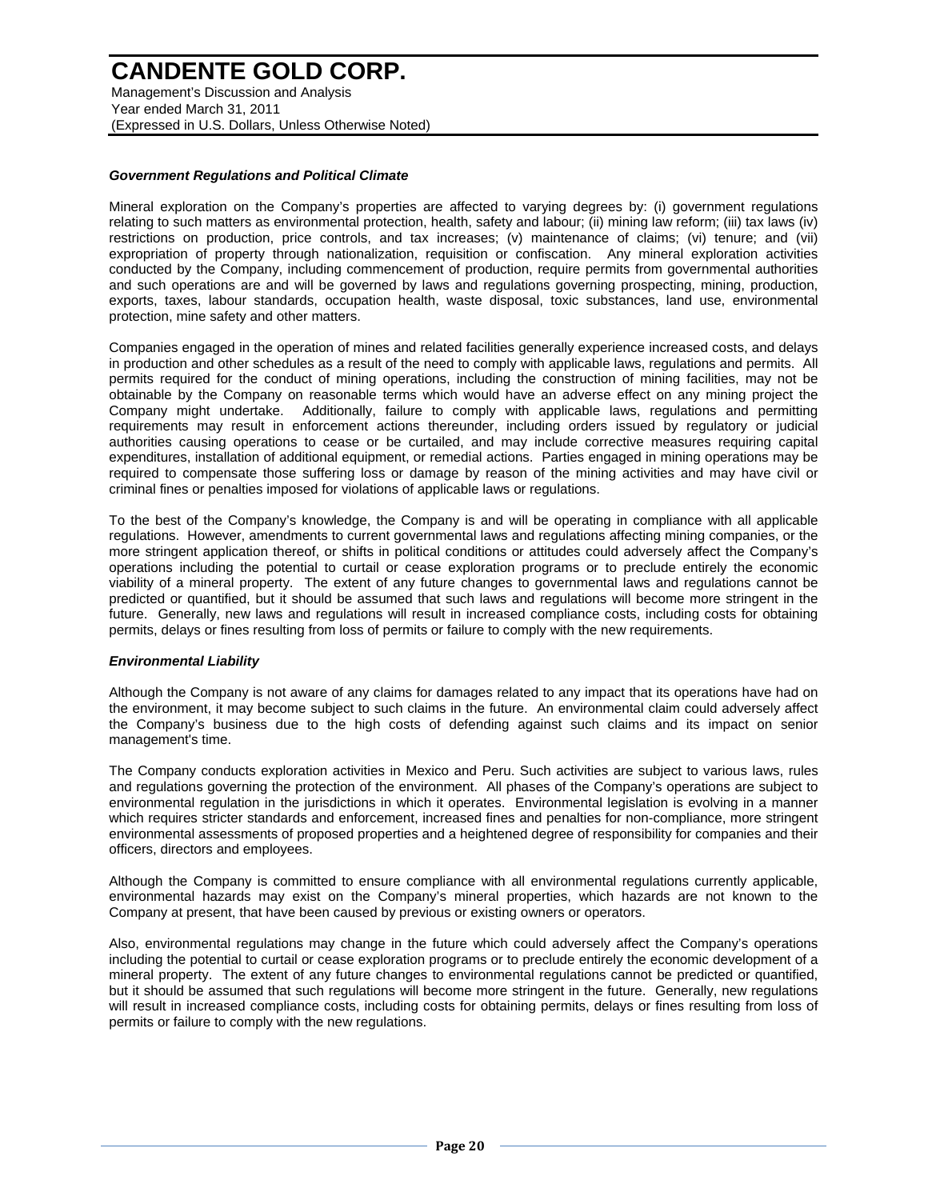***Government Regulations and Political Climate***

Mineral exploration on the Company's properties are affected to varying degrees by: (i) government regulations relating to such matters as environmental protection, health, safety and labour; (ii) mining law reform; (iii) tax laws (iv) restrictions on production, price controls, and tax increases; (v) maintenance of claims; (vi) tenure; and (vii) expropriation of property through nationalization, requisition or confiscation. Any mineral exploration activities conducted by the Company, including commencement of production, require permits from governmental authorities and such operations are and will be governed by laws and regulations governing prospecting, mining, production, exports, taxes, labour standards, occupation health, waste disposal, toxic substances, land use, environmental protection, mine safety and other matters.

Companies engaged in the operation of mines and related facilities generally experience increased costs, and delays in production and other schedules as a result of the need to comply with applicable laws, regulations and permits. All permits required for the conduct of mining operations, including the construction of mining facilities, may not be obtainable by the Company on reasonable terms which would have an adverse effect on any mining project the Company might undertake. Additionally, failure to comply with applicable laws, regulations and permitting requirements may result in enforcement actions thereunder, including orders issued by regulatory or judicial authorities causing operations to cease or be curtailed, and may include corrective measures requiring capital expenditures, installation of additional equipment, or remedial actions. Parties engaged in mining operations may be required to compensate those suffering loss or damage by reason of the mining activities and may have civil or criminal fines or penalties imposed for violations of applicable laws or regulations.

To the best of the Company's knowledge, the Company is and will be operating in compliance with all applicable regulations. However, amendments to current governmental laws and regulations affecting mining companies, or the more stringent application thereof, or shifts in political conditions or attitudes could adversely affect the Company's operations including the potential to curtail or cease exploration programs or to preclude entirely the economic viability of a mineral property. The extent of any future changes to governmental laws and regulations cannot be predicted or quantified, but it should be assumed that such laws and regulations will become more stringent in the future. Generally, new laws and regulations will result in increased compliance costs, including costs for obtaining permits, delays or fines resulting from loss of permits or failure to comply with the new requirements.

***Environmental Liability***

Although the Company is not aware of any claims for damages related to any impact that its operations have had on the environment, it may become subject to such claims in the future. An environmental claim could adversely affect the Company's business due to the high costs of defending against such claims and its impact on senior management's time.

The Company conducts exploration activities in Mexico and Peru. Such activities are subject to various laws, rules and regulations governing the protection of the environment. All phases of the Company's operations are subject to environmental regulation in the jurisdictions in which it operates. Environmental legislation is evolving in a manner which requires stricter standards and enforcement, increased fines and penalties for non-compliance, more stringent environmental assessments of proposed properties and a heightened degree of responsibility for companies and their officers, directors and employees.

Although the Company is committed to ensure compliance with all environmental regulations currently applicable, environmental hazards may exist on the Company's mineral properties, which hazards are not known to the Company at present, that have been caused by previous or existing owners or operators.

Also, environmental regulations may change in the future which could adversely affect the Company's operations including the potential to curtail or cease exploration programs or to preclude entirely the economic development of a mineral property. The extent of any future changes to environmental regulations cannot be predicted or quantified, but it should be assumed that such regulations will become more stringent in the future. Generally, new regulations will result in increased compliance costs, including costs for obtaining permits, delays or fines resulting from loss of permits or failure to comply with the new regulations.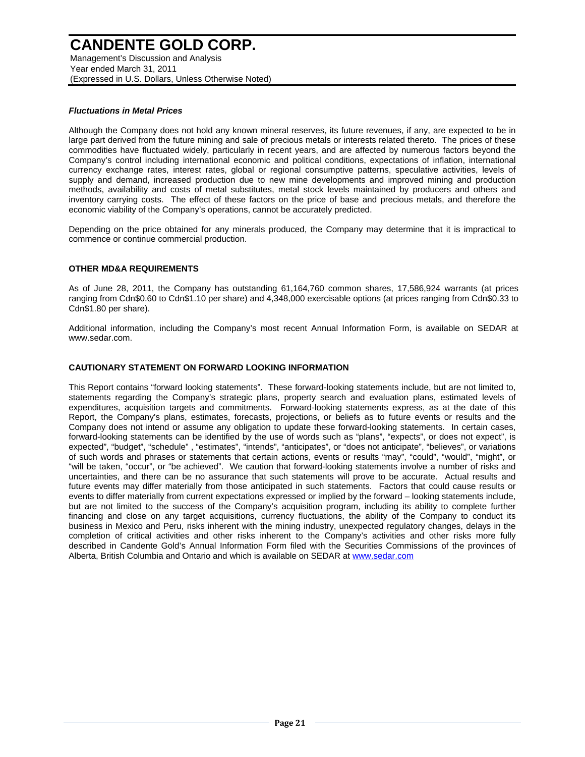### *Fluctuations in Metal Prices*

Although the Company does not hold any known mineral reserves, its future revenues, if any, are expected to be in large part derived from the future mining and sale of precious metals or interests related thereto. The prices of these commodities have fluctuated widely, particularly in recent years, and are affected by numerous factors beyond the Company's control including international economic and political conditions, expectations of inflation, international currency exchange rates, interest rates, global or regional consumptive patterns, speculative activities, levels of supply and demand, increased production due to new mine developments and improved mining and production methods, availability and costs of metal substitutes, metal stock levels maintained by producers and others and inventory carrying costs. The effect of these factors on the price of base and precious metals, and therefore the economic viability of the Company's operations, cannot be accurately predicted.

Depending on the price obtained for any minerals produced, the Company may determine that it is impractical to commence or continue commercial production.

## OTHER MD&A REQUIREMENTS

As of June 28, 2011, the Company has outstanding 61,164,760 common shares, 17,586,924 warrants (at prices ranging from Cdn$0.60 to Cdn$1.10 per share) and 4,348,000 exercisable options (at prices ranging from Cdn$0.33 to Cdn$1.80 per share).

Additional information, including the Company's most recent Annual Information Form, is available on SEDAR at www.sedar.com.

## CAUTIONARY STATEMENT ON FORWARD LOOKING INFORMATION

This Report contains "forward looking statements". These forward-looking statements include, but are not limited to, statements regarding the Company's strategic plans, property search and evaluation plans, estimated levels of expenditures, acquisition targets and commitments. Forward-looking statements express, as at the date of this Report, the Company's plans, estimates, forecasts, projections, or beliefs as to future events or results and the Company does not intend or assume any obligation to update these forward-looking statements. In certain cases, forward-looking statements can be identified by the use of words such as "plans", "expects", or does not expect", is expected", "budget", "schedule" , "estimates", "intends", "anticipates", or "does not anticipate", "believes", or variations of such words and phrases or statements that certain actions, events or results "may", "could", "would", "might", or "will be taken, "occur", or "be achieved". We caution that forward-looking statements involve a number of risks and uncertainties, and there can be no assurance that such statements will prove to be accurate. Actual results and future events may differ materially from those anticipated in such statements. Factors that could cause results or events to differ materially from current expectations expressed or implied by the forward – looking statements include, but are not limited to the success of the Company's acquisition program, including its ability to complete further financing and close on any target acquisitions, currency fluctuations, the ability of the Company to conduct its business in Mexico and Peru, risks inherent with the mining industry, unexpected regulatory changes, delays in the completion of critical activities and other risks inherent to the Company's activities and other risks more fully described in Candente Gold's Annual Information Form filed with the Securities Commissions of the provinces of Alberta, British Columbia and Ontario and which is available on SEDAR at www.sedar.com